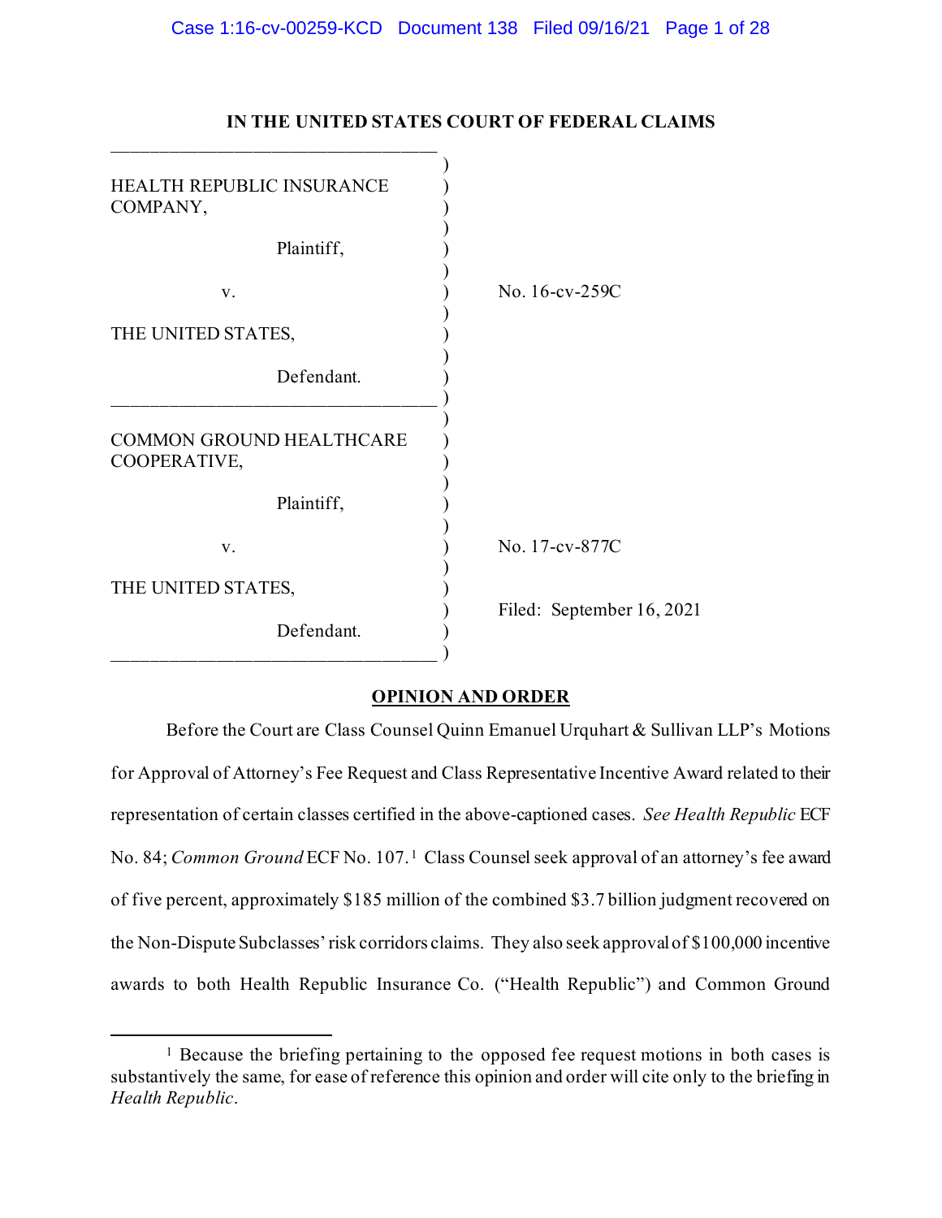**IN THE UNITED STATES COURT OF FEDERAL CLAIMS**

| | | |
|---|---|---|
| HEALTH REPUBLIC INSURANCE COMPANY,<br><br>Plaintiff,<br><br>v.<br><br>THE UNITED STATES,<br><br>Defendant. | ) | No. 16-cv-259C |
| COMMON GROUND HEALTHCARE COOPERATIVE,<br><br>Plaintiff,<br><br>v.<br><br>THE UNITED STATES,<br><br>Defendant. | ) | No. 17-cv-877C<br><br>Filed: September 16, 2021 |

**OPINION AND ORDER**

Before the Court are Class Counsel Quinn Emanuel Urquhart & Sullivan LLP's Motions for Approval of Attorney's Fee Request and Class Representative Incentive Award related to their representation of certain classes certified in the above-captioned cases. *See Health Republic* ECF No. 84; *Common Ground* ECF No. 107.[1] Class Counsel seek approval of an attorney's fee award of five percent, approximately $185 million of the combined $3.7 billion judgment recovered on the Non-Dispute Subclasses' risk corridors claims. They also seek approval of $100,000 incentive awards to both Health Republic Insurance Co. ("Health Republic") and Common Ground

[1] Because the briefing pertaining to the opposed fee request motions in both cases is substantively the same, for ease of reference this opinion and order will cite only to the briefing in *Health Republic*.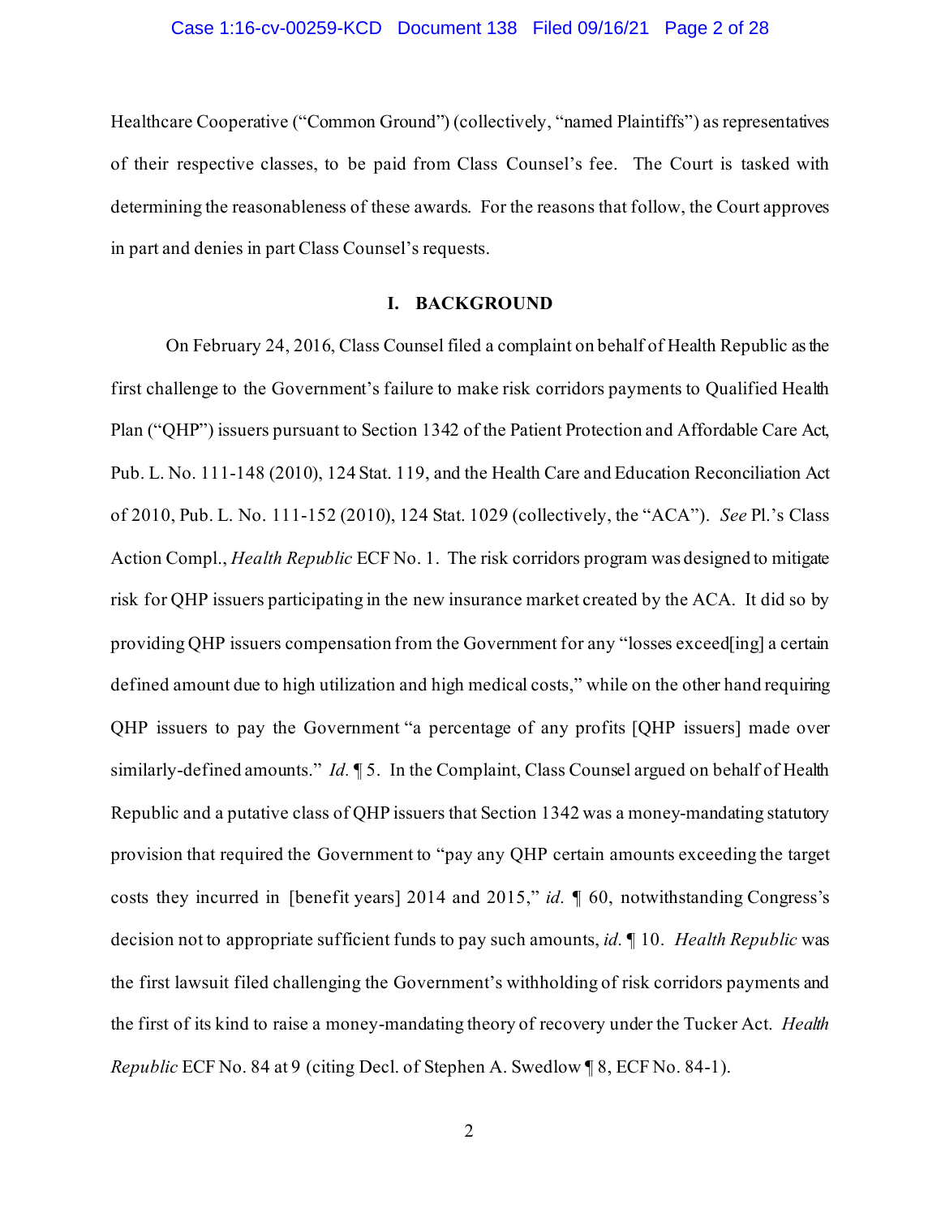Healthcare Cooperative ("Common Ground") (collectively, "named Plaintiffs") as representatives of their respective classes, to be paid from Class Counsel's fee. The Court is tasked with determining the reasonableness of these awards. For the reasons that follow, the Court approves in part and denies in part Class Counsel's requests.

## I. BACKGROUND

On February 24, 2016, Class Counsel filed a complaint on behalf of Health Republic as the first challenge to the Government's failure to make risk corridors payments to Qualified Health Plan ("QHP") issuers pursuant to Section 1342 of the Patient Protection and Affordable Care Act, Pub. L. No. 111-148 (2010), 124 Stat. 119, and the Health Care and Education Reconciliation Act of 2010, Pub. L. No. 111-152 (2010), 124 Stat. 1029 (collectively, the "ACA"). *See* Pl.'s Class Action Compl., *Health Republic* ECF No. 1. The risk corridors program was designed to mitigate risk for QHP issuers participating in the new insurance market created by the ACA. It did so by providing QHP issuers compensation from the Government for any "losses exceed[ing] a certain defined amount due to high utilization and high medical costs," while on the other hand requiring QHP issuers to pay the Government "a percentage of any profits [QHP issuers] made over similarly-defined amounts." *Id.* ¶ 5. In the Complaint, Class Counsel argued on behalf of Health Republic and a putative class of QHP issuers that Section 1342 was a money-mandating statutory provision that required the Government to "pay any QHP certain amounts exceeding the target costs they incurred in [benefit years] 2014 and 2015," *id.* ¶ 60, notwithstanding Congress's decision not to appropriate sufficient funds to pay such amounts, *id.* ¶ 10. *Health Republic* was the first lawsuit filed challenging the Government's withholding of risk corridors payments and the first of its kind to raise a money-mandating theory of recovery under the Tucker Act. *Health Republic* ECF No. 84 at 9 (citing Decl. of Stephen A. Swedlow ¶ 8, ECF No. 84-1).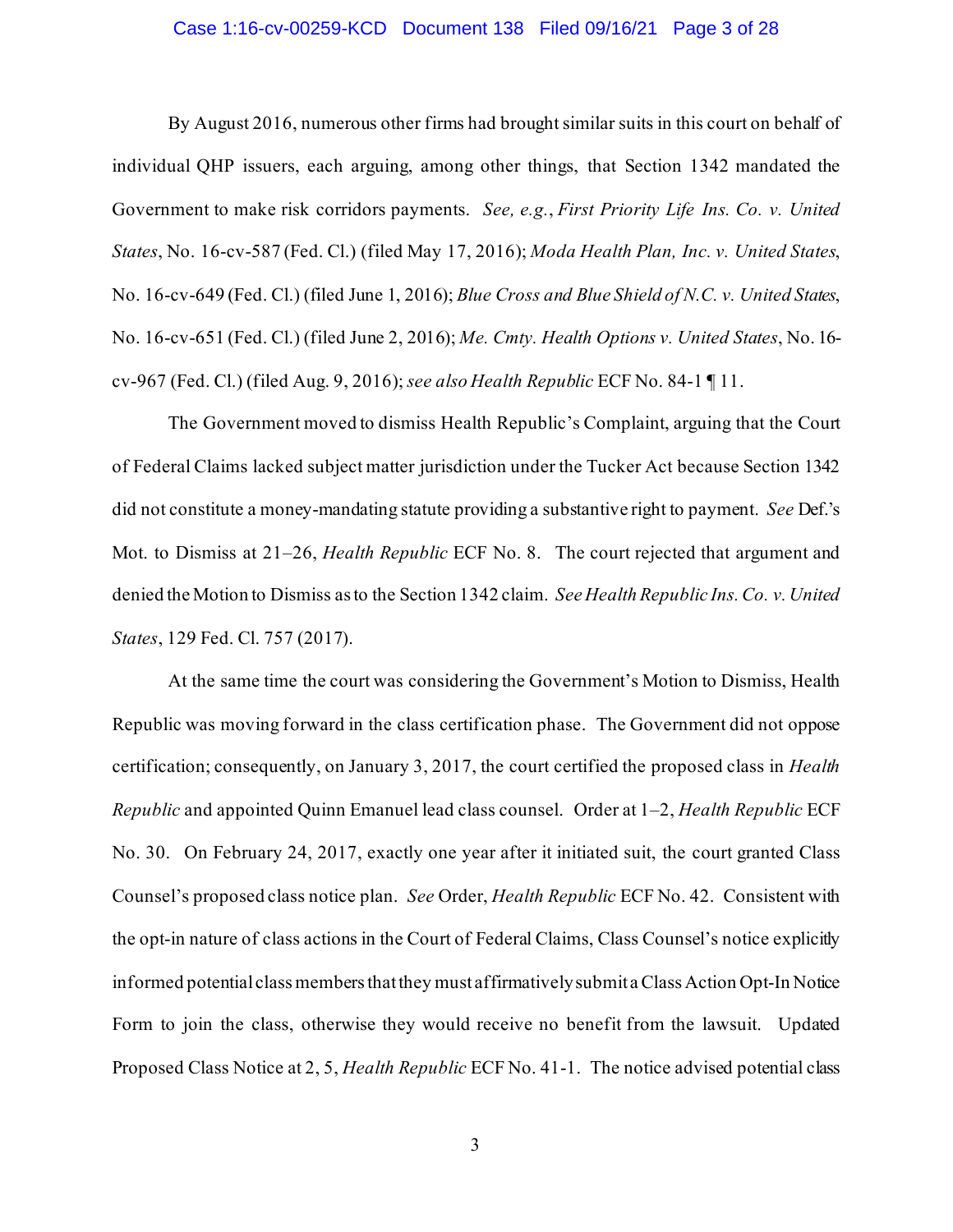By August 2016, numerous other firms had brought similar suits in this court on behalf of individual QHP issuers, each arguing, among other things, that Section 1342 mandated the Government to make risk corridors payments. *See, e.g.*, *First Priority Life Ins. Co. v. United States*, No. 16-cv-587 (Fed. Cl.) (filed May 17, 2016); *Moda Health Plan, Inc. v. United States*, No. 16-cv-649 (Fed. Cl.) (filed June 1, 2016); *Blue Cross and Blue Shield of N.C. v. United States*, No. 16-cv-651 (Fed. Cl.) (filed June 2, 2016); *Me. Cmty. Health Options v. United States*, No. 16-cv-967 (Fed. Cl.) (filed Aug. 9, 2016); *see also Health Republic* ECF No. 84-1 ¶ 11.

The Government moved to dismiss Health Republic's Complaint, arguing that the Court of Federal Claims lacked subject matter jurisdiction under the Tucker Act because Section 1342 did not constitute a money-mandating statute providing a substantive right to payment. *See* Def.'s Mot. to Dismiss at 21–26, *Health Republic* ECF No. 8. The court rejected that argument and denied the Motion to Dismiss as to the Section 1342 claim. *See Health Republic Ins. Co. v. United States*, 129 Fed. Cl. 757 (2017).

At the same time the court was considering the Government's Motion to Dismiss, Health Republic was moving forward in the class certification phase. The Government did not oppose certification; consequently, on January 3, 2017, the court certified the proposed class in *Health Republic* and appointed Quinn Emanuel lead class counsel. Order at 1–2, *Health Republic* ECF No. 30. On February 24, 2017, exactly one year after it initiated suit, the court granted Class Counsel's proposed class notice plan. *See* Order, *Health Republic* ECF No. 42. Consistent with the opt-in nature of class actions in the Court of Federal Claims, Class Counsel's notice explicitly informed potential class members that they must affirmatively submit a Class Action Opt-In Notice Form to join the class, otherwise they would receive no benefit from the lawsuit. Updated Proposed Class Notice at 2, 5, *Health Republic* ECF No. 41-1. The notice advised potential class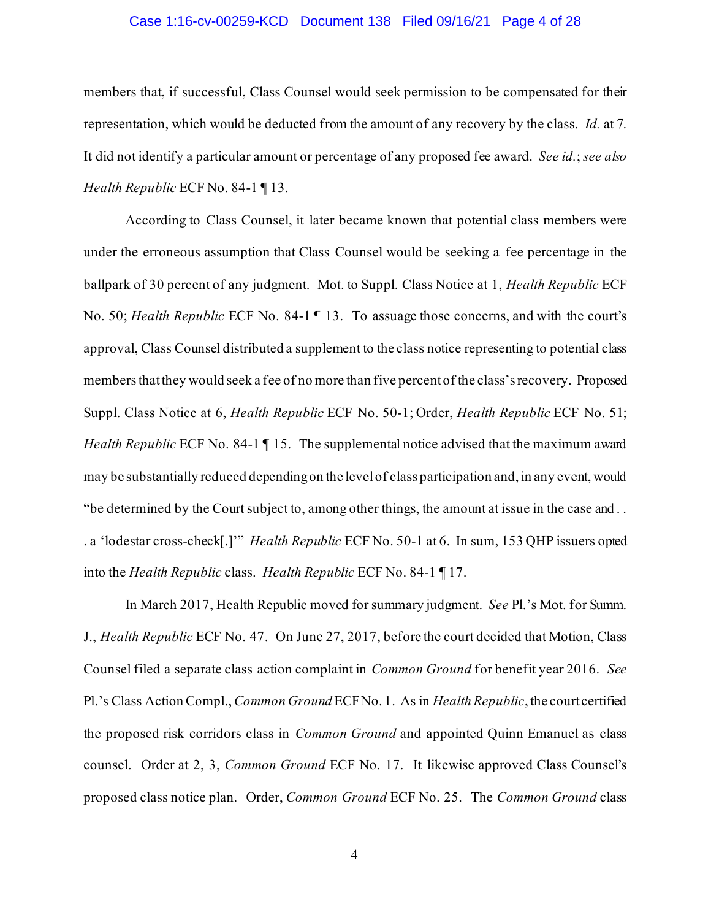members that, if successful, Class Counsel would seek permission to be compensated for their representation, which would be deducted from the amount of any recovery by the class. *Id.* at 7. It did not identify a particular amount or percentage of any proposed fee award. *See id.*; *see also Health Republic* ECF No. 84-1 ¶ 13.

According to Class Counsel, it later became known that potential class members were under the erroneous assumption that Class Counsel would be seeking a fee percentage in the ballpark of 30 percent of any judgment. Mot. to Suppl. Class Notice at 1, *Health Republic* ECF No. 50; *Health Republic* ECF No. 84-1 ¶ 13. To assuage those concerns, and with the court's approval, Class Counsel distributed a supplement to the class notice representing to potential class members that they would seek a fee of no more than five percent of the class's recovery. Proposed Suppl. Class Notice at 6, *Health Republic* ECF No. 50-1; Order, *Health Republic* ECF No. 51; *Health Republic* ECF No. 84-1 ¶ 15. The supplemental notice advised that the maximum award may be substantially reduced depending on the level of class participation and, in any event, would "be determined by the Court subject to, among other things, the amount at issue in the case and . . . a 'lodestar cross-check[.]'" *Health Republic* ECF No. 50-1 at 6. In sum, 153 QHP issuers opted into the *Health Republic* class. *Health Republic* ECF No. 84-1 ¶ 17.

In March 2017, Health Republic moved for summary judgment. *See* Pl.'s Mot. for Summ. J., *Health Republic* ECF No. 47. On June 27, 2017, before the court decided that Motion, Class Counsel filed a separate class action complaint in *Common Ground* for benefit year 2016. *See* Pl.'s Class Action Compl., *Common Ground* ECF No. 1. As in *Health Republic*, the court certified the proposed risk corridors class in *Common Ground* and appointed Quinn Emanuel as class counsel. Order at 2, 3, *Common Ground* ECF No. 17. It likewise approved Class Counsel's proposed class notice plan. Order, *Common Ground* ECF No. 25. The *Common Ground* class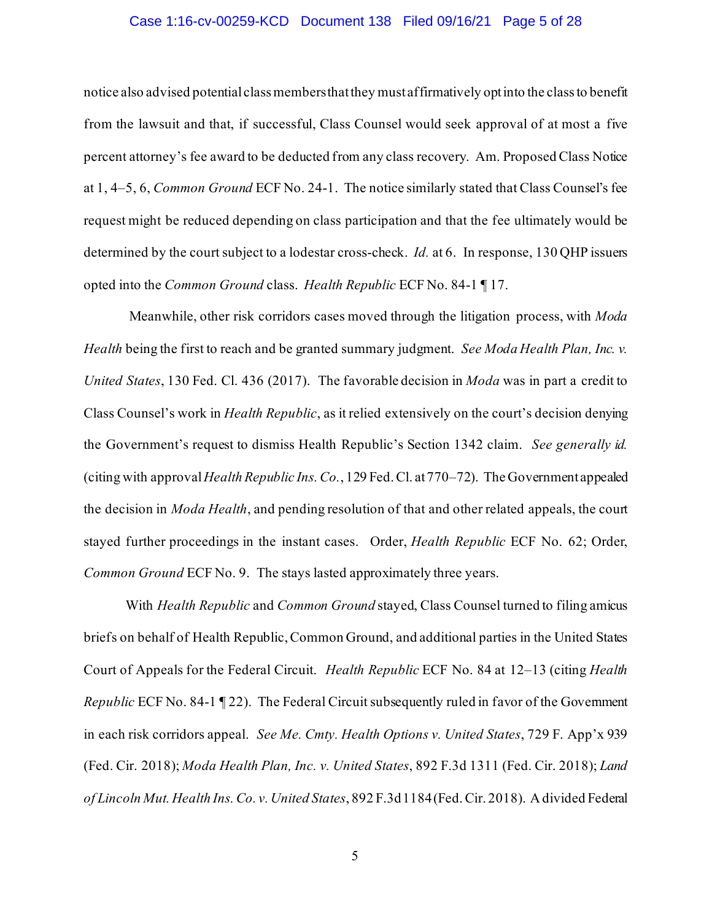notice also advised potential class members that they must affirmatively opt into the class to benefit from the lawsuit and that, if successful, Class Counsel would seek approval of at most a five percent attorney's fee award to be deducted from any class recovery. Am. Proposed Class Notice at 1, 4–5, 6, *Common Ground* ECF No. 24-1. The notice similarly stated that Class Counsel's fee request might be reduced depending on class participation and that the fee ultimately would be determined by the court subject to a lodestar cross-check. *Id.* at 6. In response, 130 QHP issuers opted into the *Common Ground* class. *Health Republic* ECF No. 84-1 ¶ 17.

Meanwhile, other risk corridors cases moved through the litigation process, with *Moda Health* being the first to reach and be granted summary judgment. *See Moda Health Plan, Inc. v. United States*, 130 Fed. Cl. 436 (2017). The favorable decision in *Moda* was in part a credit to Class Counsel's work in *Health Republic*, as it relied extensively on the court's decision denying the Government's request to dismiss Health Republic's Section 1342 claim. *See generally id.* (citing with approval *Health Republic Ins. Co.*, 129 Fed. Cl. at 770–72). The Government appealed the decision in *Moda Health*, and pending resolution of that and other related appeals, the court stayed further proceedings in the instant cases. Order, *Health Republic* ECF No. 62; Order, *Common Ground* ECF No. 9. The stays lasted approximately three years.

With *Health Republic* and *Common Ground* stayed, Class Counsel turned to filing amicus briefs on behalf of Health Republic, Common Ground, and additional parties in the United States Court of Appeals for the Federal Circuit. *Health Republic* ECF No. 84 at 12–13 (citing *Health Republic* ECF No. 84-1 ¶ 22). The Federal Circuit subsequently ruled in favor of the Government in each risk corridors appeal. *See Me. Cmty. Health Options v. United States*, 729 F. App'x 939 (Fed. Cir. 2018); *Moda Health Plan, Inc. v. United States*, 892 F.3d 1311 (Fed. Cir. 2018); *Land of Lincoln Mut. Health Ins. Co. v. United States*, 892 F.3d 1184 (Fed. Cir. 2018). A divided Federal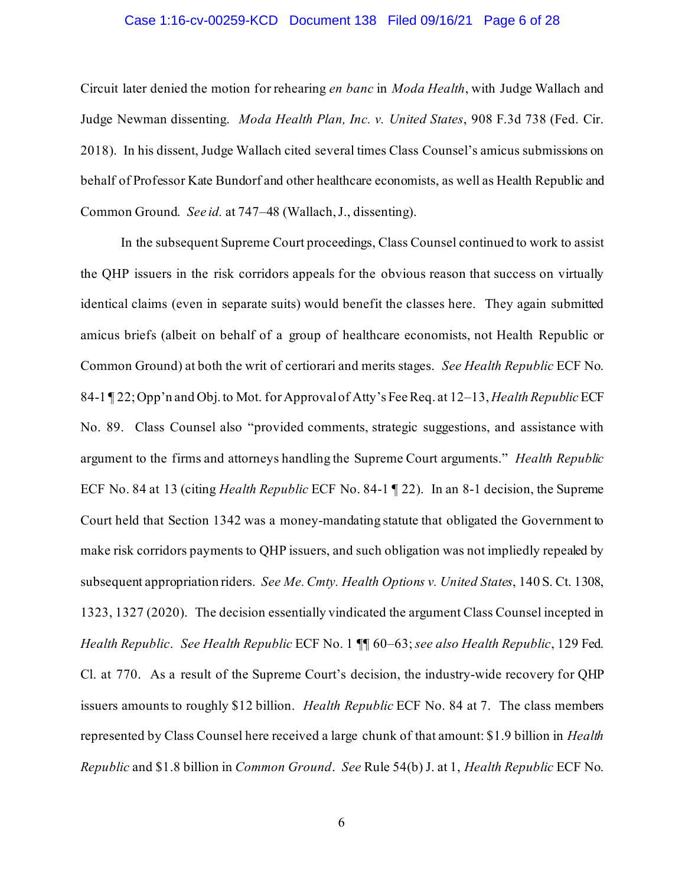Circuit later denied the motion for rehearing *en banc* in *Moda Health*, with Judge Wallach and Judge Newman dissenting. *Moda Health Plan, Inc. v. United States*, 908 F.3d 738 (Fed. Cir. 2018). In his dissent, Judge Wallach cited several times Class Counsel's amicus submissions on behalf of Professor Kate Bundorf and other healthcare economists, as well as Health Republic and Common Ground. *See id.* at 747–48 (Wallach, J., dissenting).

In the subsequent Supreme Court proceedings, Class Counsel continued to work to assist the QHP issuers in the risk corridors appeals for the obvious reason that success on virtually identical claims (even in separate suits) would benefit the classes here. They again submitted amicus briefs (albeit on behalf of a group of healthcare economists, not Health Republic or Common Ground) at both the writ of certiorari and merits stages. *See Health Republic* ECF No. 84-1 ¶ 22; Opp'n and Obj. to Mot. for Approval of Atty's Fee Req. at 12–13, *Health Republic* ECF No. 89. Class Counsel also "provided comments, strategic suggestions, and assistance with argument to the firms and attorneys handling the Supreme Court arguments." *Health Republic* ECF No. 84 at 13 (citing *Health Republic* ECF No. 84-1 ¶ 22). In an 8-1 decision, the Supreme Court held that Section 1342 was a money-mandating statute that obligated the Government to make risk corridors payments to QHP issuers, and such obligation was not impliedly repealed by subsequent appropriation riders. *See Me. Cmty. Health Options v. United States*, 140 S. Ct. 1308, 1323, 1327 (2020). The decision essentially vindicated the argument Class Counsel incepted in *Health Republic*. *See Health Republic* ECF No. 1 ¶¶ 60–63; *see also Health Republic*, 129 Fed. Cl. at 770. As a result of the Supreme Court's decision, the industry-wide recovery for QHP issuers amounts to roughly $12 billion. *Health Republic* ECF No. 84 at 7. The class members represented by Class Counsel here received a large chunk of that amount: $1.9 billion in *Health Republic* and $1.8 billion in *Common Ground*. *See* Rule 54(b) J. at 1, *Health Republic* ECF No.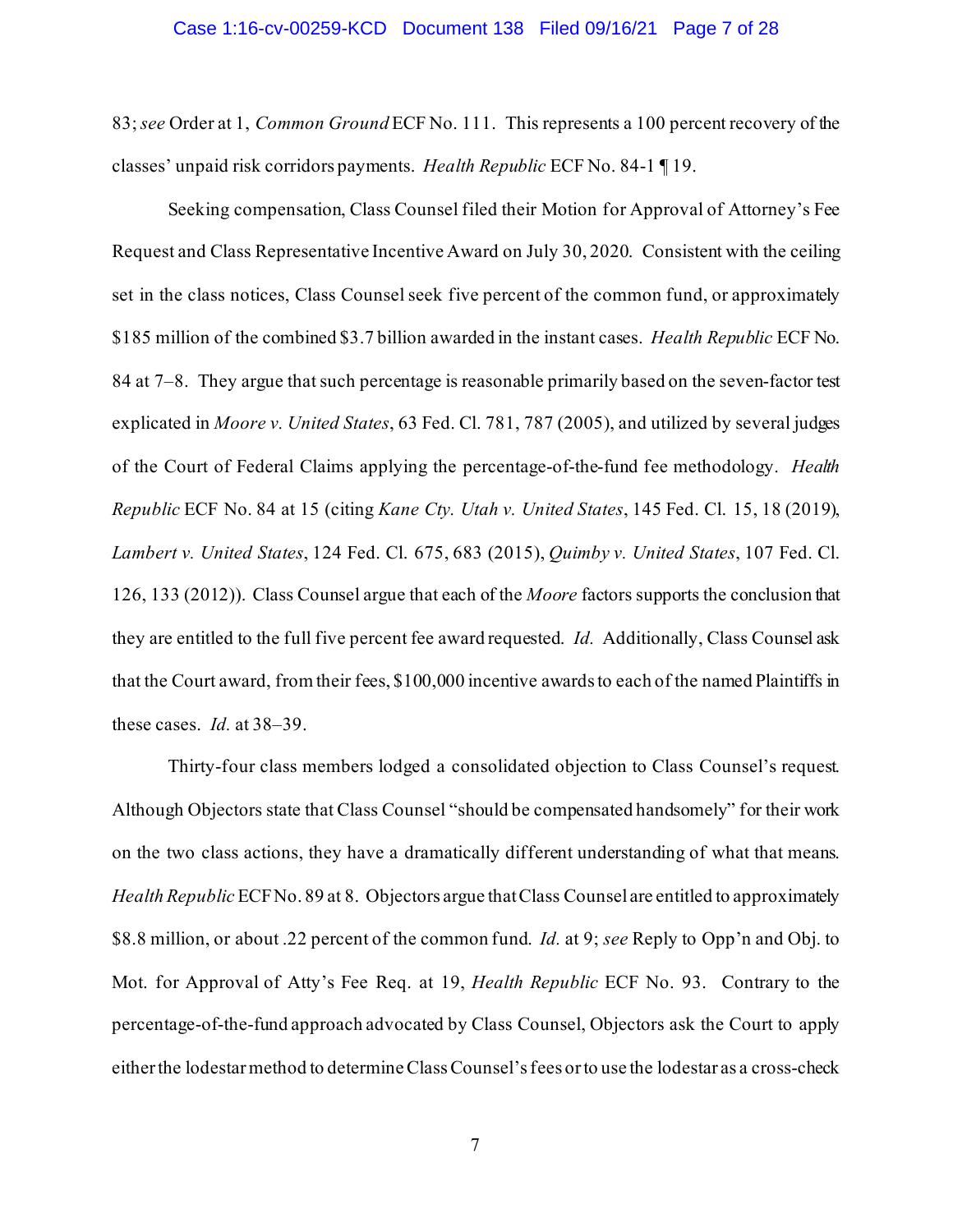83; *see* Order at 1, *Common Ground* ECF No. 111. This represents a 100 percent recovery of the classes' unpaid risk corridors payments. *Health Republic* ECF No. 84-1 ¶ 19.

Seeking compensation, Class Counsel filed their Motion for Approval of Attorney's Fee Request and Class Representative Incentive Award on July 30, 2020. Consistent with the ceiling set in the class notices, Class Counsel seek five percent of the common fund, or approximately $185 million of the combined $3.7 billion awarded in the instant cases. *Health Republic* ECF No. 84 at 7–8. They argue that such percentage is reasonable primarily based on the seven-factor test explicated in *Moore v. United States*, 63 Fed. Cl. 781, 787 (2005), and utilized by several judges of the Court of Federal Claims applying the percentage-of-the-fund fee methodology. *Health Republic* ECF No. 84 at 15 (citing *Kane Cty. Utah v. United States*, 145 Fed. Cl. 15, 18 (2019), *Lambert v. United States*, 124 Fed. Cl. 675, 683 (2015), *Quimby v. United States*, 107 Fed. Cl. 126, 133 (2012)). Class Counsel argue that each of the *Moore* factors supports the conclusion that they are entitled to the full five percent fee award requested. *Id.* Additionally, Class Counsel ask that the Court award, from their fees, $100,000 incentive awards to each of the named Plaintiffs in these cases. *Id.* at 38–39.

Thirty-four class members lodged a consolidated objection to Class Counsel's request. Although Objectors state that Class Counsel "should be compensated handsomely" for their work on the two class actions, they have a dramatically different understanding of what that means. *Health Republic* ECF No. 89 at 8. Objectors argue that Class Counsel are entitled to approximately $8.8 million, or about .22 percent of the common fund. *Id.* at 9; *see* Reply to Opp'n and Obj. to Mot. for Approval of Atty's Fee Req. at 19, *Health Republic* ECF No. 93. Contrary to the percentage-of-the-fund approach advocated by Class Counsel, Objectors ask the Court to apply either the lodestar method to determine Class Counsel's fees or to use the lodestar as a cross-check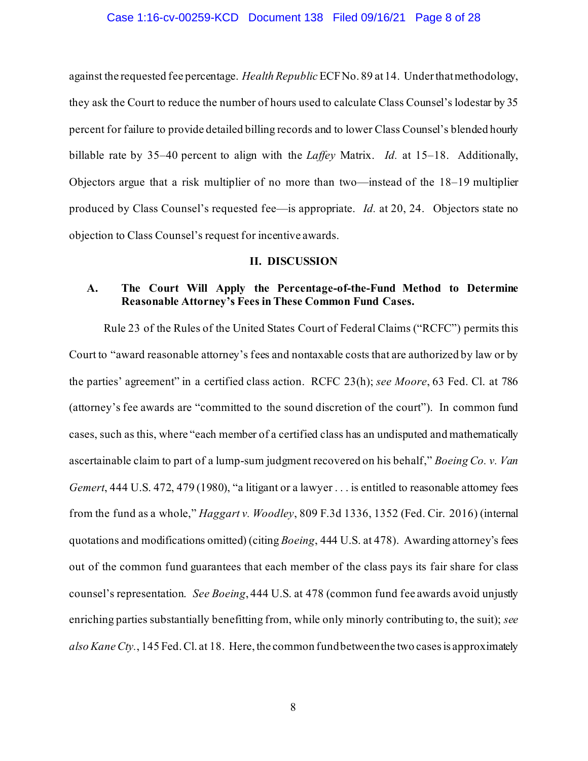against the requested fee percentage. *Health Republic* ECF No. 89 at 14. Under that methodology, they ask the Court to reduce the number of hours used to calculate Class Counsel's lodestar by 35 percent for failure to provide detailed billing records and to lower Class Counsel's blended hourly billable rate by 35–40 percent to align with the *Laffey* Matrix. *Id.* at 15–18. Additionally, Objectors argue that a risk multiplier of no more than two—instead of the 18–19 multiplier produced by Class Counsel's requested fee—is appropriate. *Id.* at 20, 24. Objectors state no objection to Class Counsel's request for incentive awards.

## II. DISCUSSION

### A. The Court Will Apply the Percentage-of-the-Fund Method to Determine Reasonable Attorney's Fees in These Common Fund Cases.

Rule 23 of the Rules of the United States Court of Federal Claims ("RCFC") permits this Court to "award reasonable attorney's fees and nontaxable costs that are authorized by law or by the parties' agreement" in a certified class action. RCFC 23(h); *see Moore*, 63 Fed. Cl. at 786 (attorney's fee awards are "committed to the sound discretion of the court"). In common fund cases, such as this, where "each member of a certified class has an undisputed and mathematically ascertainable claim to part of a lump-sum judgment recovered on his behalf," *Boeing Co. v. Van Gemert*, 444 U.S. 472, 479 (1980), "a litigant or a lawyer . . . is entitled to reasonable attorney fees from the fund as a whole," *Haggart v. Woodley*, 809 F.3d 1336, 1352 (Fed. Cir. 2016) (internal quotations and modifications omitted) (citing *Boeing*, 444 U.S. at 478). Awarding attorney's fees out of the common fund guarantees that each member of the class pays its fair share for class counsel's representation. *See Boeing*, 444 U.S. at 478 (common fund fee awards avoid unjustly enriching parties substantially benefitting from, while only minorly contributing to, the suit); *see also Kane Cty.*, 145 Fed. Cl. at 18. Here, the common fund between the two cases is approximately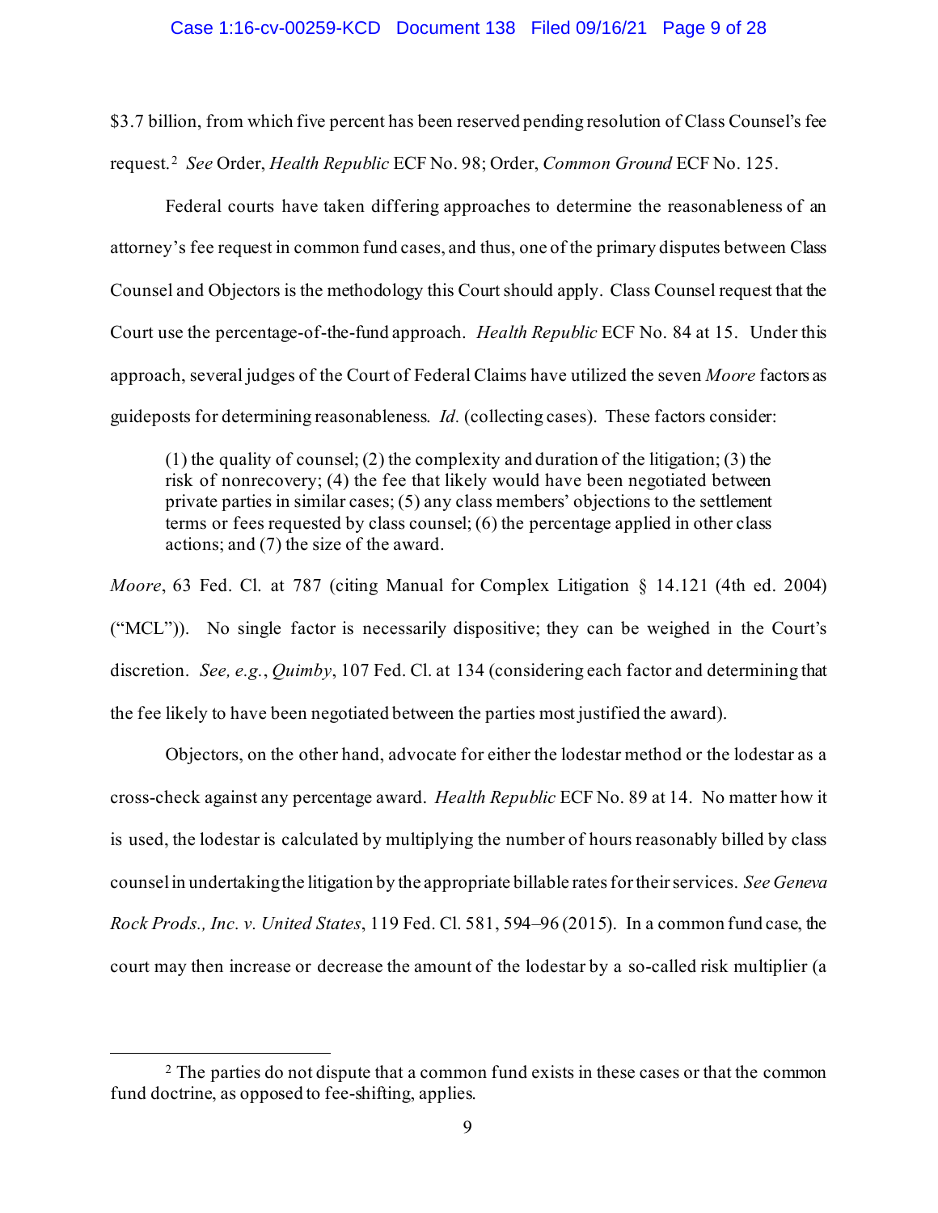$3.7 billion, from which five percent has been reserved pending resolution of Class Counsel's fee request.[2] *See* Order, *Health Republic* ECF No. 98; Order, *Common Ground* ECF No. 125.

Federal courts have taken differing approaches to determine the reasonableness of an attorney's fee request in common fund cases, and thus, one of the primary disputes between Class Counsel and Objectors is the methodology this Court should apply. Class Counsel request that the Court use the percentage-of-the-fund approach. *Health Republic* ECF No. 84 at 15. Under this approach, several judges of the Court of Federal Claims have utilized the seven *Moore* factors as guideposts for determining reasonableness. *Id.* (collecting cases). These factors consider:

> (1) the quality of counsel; (2) the complexity and duration of the litigation; (3) the risk of nonrecovery; (4) the fee that likely would have been negotiated between private parties in similar cases; (5) any class members' objections to the settlement terms or fees requested by class counsel; (6) the percentage applied in other class actions; and (7) the size of the award.

*Moore*, 63 Fed. Cl. at 787 (citing Manual for Complex Litigation § 14.121 (4th ed. 2004) ("MCL")). No single factor is necessarily dispositive; they can be weighed in the Court's discretion. *See, e.g.*, *Quimby*, 107 Fed. Cl. at 134 (considering each factor and determining that the fee likely to have been negotiated between the parties most justified the award).

Objectors, on the other hand, advocate for either the lodestar method or the lodestar as a cross-check against any percentage award. *Health Republic* ECF No. 89 at 14. No matter how it is used, the lodestar is calculated by multiplying the number of hours reasonably billed by class counsel in undertaking the litigation by the appropriate billable rates for their services. *See Geneva Rock Prods., Inc. v. United States*, 119 Fed. Cl. 581, 594–96 (2015). In a common fund case, the court may then increase or decrease the amount of the lodestar by a so-called risk multiplier (a

[2] The parties do not dispute that a common fund exists in these cases or that the common fund doctrine, as opposed to fee-shifting, applies.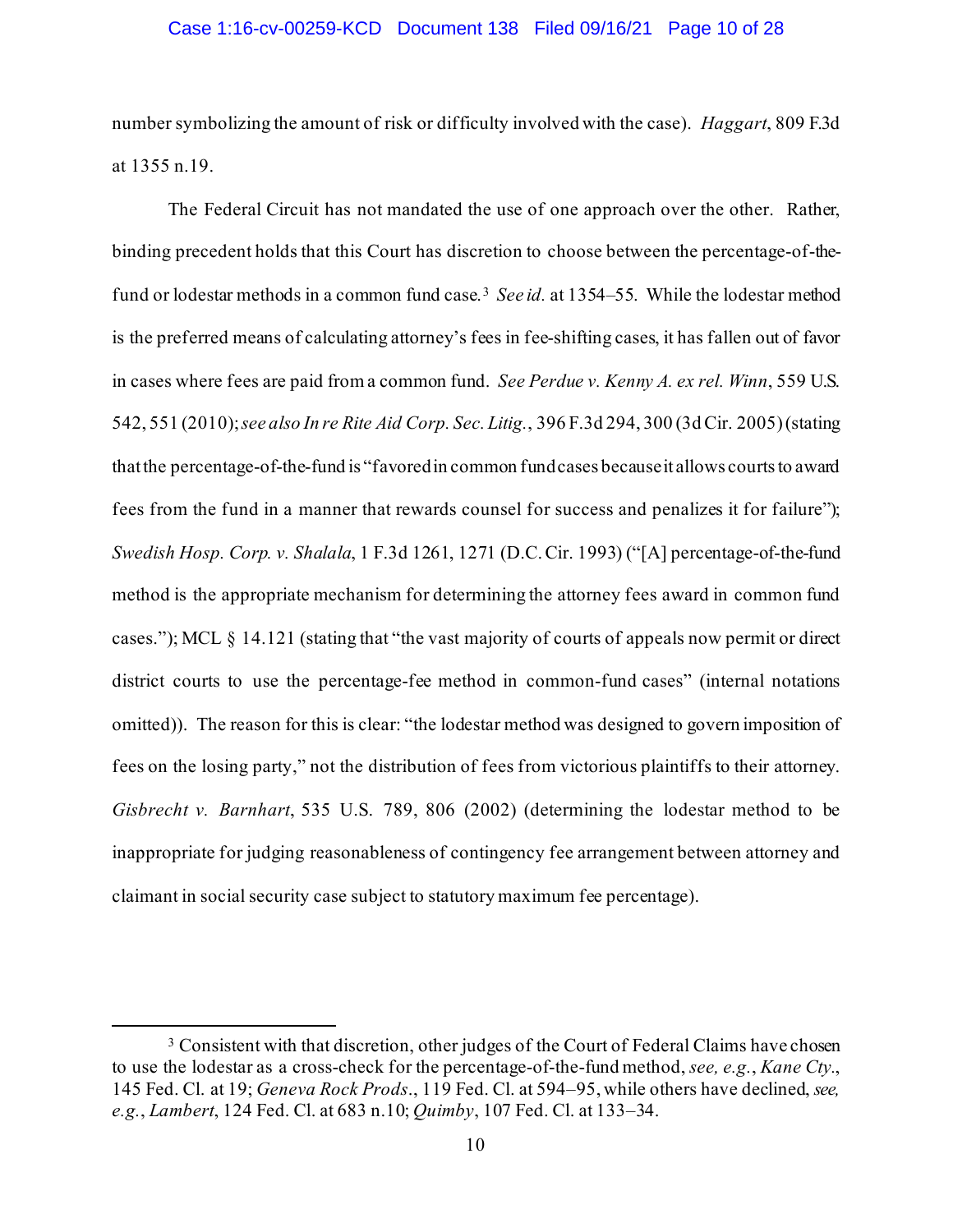number symbolizing the amount of risk or difficulty involved with the case). *Haggart*, 809 F.3d at 1355 n.19.

The Federal Circuit has not mandated the use of one approach over the other. Rather, binding precedent holds that this Court has discretion to choose between the percentage-of-the-fund or lodestar methods in a common fund case.[3] *See id.* at 1354–55. While the lodestar method is the preferred means of calculating attorney's fees in fee-shifting cases, it has fallen out of favor in cases where fees are paid from a common fund. *See Perdue v. Kenny A. ex rel. Winn*, 559 U.S. 542, 551 (2010); *see also In re Rite Aid Corp. Sec. Litig.*, 396 F.3d 294, 300 (3d Cir. 2005) (stating that the percentage-of-the-fund is "favored in common fund cases because it allows courts to award fees from the fund in a manner that rewards counsel for success and penalizes it for failure"); *Swedish Hosp. Corp. v. Shalala*, 1 F.3d 1261, 1271 (D.C. Cir. 1993) ("[A] percentage-of-the-fund method is the appropriate mechanism for determining the attorney fees award in common fund cases."); MCL § 14.121 (stating that "the vast majority of courts of appeals now permit or direct district courts to use the percentage-fee method in common-fund cases" (internal notations omitted)). The reason for this is clear: "the lodestar method was designed to govern imposition of fees on the losing party," not the distribution of fees from victorious plaintiffs to their attorney. *Gisbrecht v. Barnhart*, 535 U.S. 789, 806 (2002) (determining the lodestar method to be inappropriate for judging reasonableness of contingency fee arrangement between attorney and claimant in social security case subject to statutory maximum fee percentage).

---

[3] Consistent with that discretion, other judges of the Court of Federal Claims have chosen to use the lodestar as a cross-check for the percentage-of-the-fund method, *see, e.g.*, *Kane Cty.*, 145 Fed. Cl. at 19; *Geneva Rock Prods.*, 119 Fed. Cl. at 594–95, while others have declined, *see, e.g.*, *Lambert*, 124 Fed. Cl. at 683 n.10; *Quimby*, 107 Fed. Cl. at 133–34.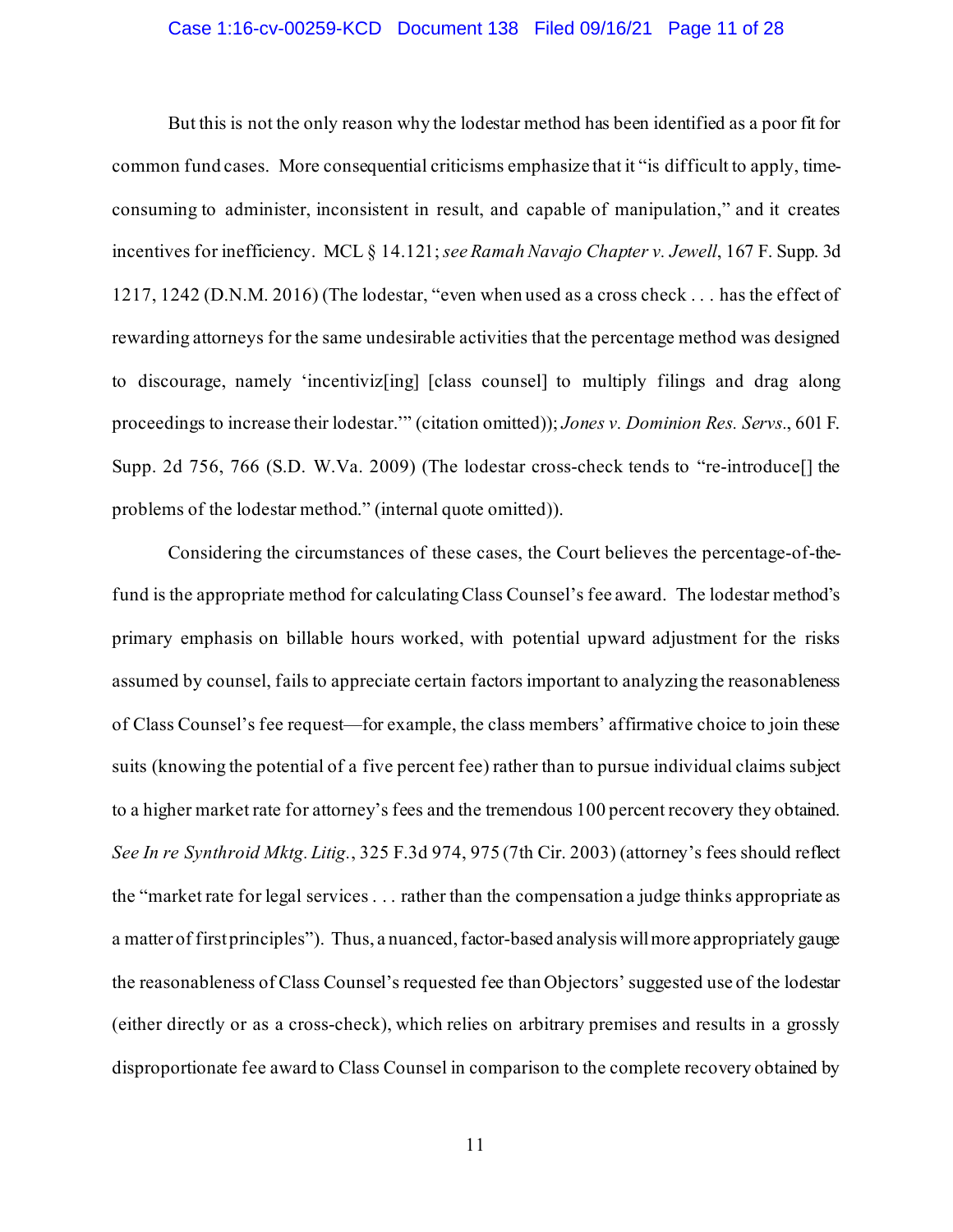But this is not the only reason why the lodestar method has been identified as a poor fit for common fund cases. More consequential criticisms emphasize that it "is difficult to apply, time-consuming to administer, inconsistent in result, and capable of manipulation," and it creates incentives for inefficiency. MCL § 14.121; *see Ramah Navajo Chapter v. Jewell*, 167 F. Supp. 3d 1217, 1242 (D.N.M. 2016) (The lodestar, "even when used as a cross check . . . has the effect of rewarding attorneys for the same undesirable activities that the percentage method was designed to discourage, namely 'incentiviz[ing] [class counsel] to multiply filings and drag along proceedings to increase their lodestar.'" (citation omitted)); *Jones v. Dominion Res. Servs.*, 601 F. Supp. 2d 756, 766 (S.D. W.Va. 2009) (The lodestar cross-check tends to "re-introduce[] the problems of the lodestar method." (internal quote omitted)).

Considering the circumstances of these cases, the Court believes the percentage-of-the-fund is the appropriate method for calculating Class Counsel's fee award. The lodestar method's primary emphasis on billable hours worked, with potential upward adjustment for the risks assumed by counsel, fails to appreciate certain factors important to analyzing the reasonableness of Class Counsel's fee request—for example, the class members' affirmative choice to join these suits (knowing the potential of a five percent fee) rather than to pursue individual claims subject to a higher market rate for attorney's fees and the tremendous 100 percent recovery they obtained. *See In re Synthroid Mktg. Litig.*, 325 F.3d 974, 975 (7th Cir. 2003) (attorney's fees should reflect the "market rate for legal services . . . rather than the compensation a judge thinks appropriate as a matter of first principles"). Thus, a nuanced, factor-based analysis will more appropriately gauge the reasonableness of Class Counsel's requested fee than Objectors' suggested use of the lodestar (either directly or as a cross-check), which relies on arbitrary premises and results in a grossly disproportionate fee award to Class Counsel in comparison to the complete recovery obtained by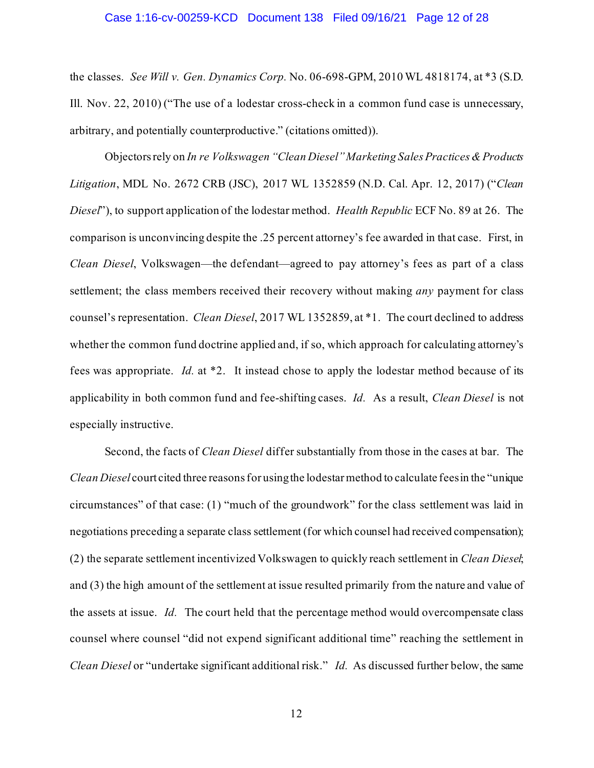the classes. *See Will v. Gen. Dynamics Corp.* No. 06-698-GPM, 2010 WL 4818174, at *3 (S.D. Ill. Nov. 22, 2010) ("The use of a lodestar cross-check in a common fund case is unnecessary, arbitrary, and potentially counterproductive." (citations omitted)).

Objectors rely on *In re Volkswagen "Clean Diesel" Marketing Sales Practices & Products Litigation*, MDL No. 2672 CRB (JSC), 2017 WL 1352859 (N.D. Cal. Apr. 12, 2017) ("*Clean Diesel*"), to support application of the lodestar method. *Health Republic* ECF No. 89 at 26. The comparison is unconvincing despite the .25 percent attorney's fee awarded in that case. First, in *Clean Diesel*, Volkswagen—the defendant—agreed to pay attorney's fees as part of a class settlement; the class members received their recovery without making *any* payment for class counsel's representation. *Clean Diesel*, 2017 WL 1352859, at *1. The court declined to address whether the common fund doctrine applied and, if so, which approach for calculating attorney's fees was appropriate. *Id.* at *2. It instead chose to apply the lodestar method because of its applicability in both common fund and fee-shifting cases. *Id.* As a result, *Clean Diesel* is not especially instructive.

Second, the facts of *Clean Diesel* differ substantially from those in the cases at bar. The *Clean Diesel* court cited three reasons for using the lodestar method to calculate fees in the "unique circumstances" of that case: (1) "much of the groundwork" for the class settlement was laid in negotiations preceding a separate class settlement (for which counsel had received compensation); (2) the separate settlement incentivized Volkswagen to quickly reach settlement in *Clean Diesel*; and (3) the high amount of the settlement at issue resulted primarily from the nature and value of the assets at issue. *Id.* The court held that the percentage method would overcompensate class counsel where counsel "did not expend significant additional time" reaching the settlement in *Clean Diesel* or "undertake significant additional risk." *Id.* As discussed further below, the same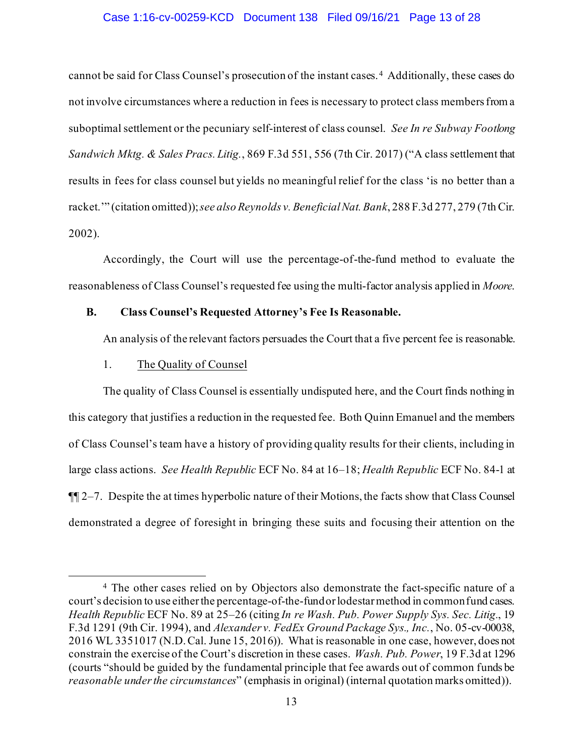cannot be said for Class Counsel's prosecution of the instant cases.[4] Additionally, these cases do not involve circumstances where a reduction in fees is necessary to protect class members from a suboptimal settlement or the pecuniary self-interest of class counsel. *See In re Subway Footlong Sandwich Mktg. & Sales Pracs. Litig.*, 869 F.3d 551, 556 (7th Cir. 2017) ("A class settlement that results in fees for class counsel but yields no meaningful relief for the class 'is no better than a racket.'" (citation omitted)); *see also Reynolds v. Beneficial Nat. Bank*, 288 F.3d 277, 279 (7th Cir. 2002).

Accordingly, the Court will use the percentage-of-the-fund method to evaluate the reasonableness of Class Counsel's requested fee using the multi-factor analysis applied in *Moore*.

### B. Class Counsel's Requested Attorney's Fee Is Reasonable.

An analysis of the relevant factors persuades the Court that a five percent fee is reasonable.

1. The Quality of Counsel

The quality of Class Counsel is essentially undisputed here, and the Court finds nothing in this category that justifies a reduction in the requested fee. Both Quinn Emanuel and the members of Class Counsel's team have a history of providing quality results for their clients, including in large class actions. *See Health Republic* ECF No. 84 at 16–18; *Health Republic* ECF No. 84-1 at ¶¶ 2–7. Despite the at times hyperbolic nature of their Motions, the facts show that Class Counsel demonstrated a degree of foresight in bringing these suits and focusing their attention on the

---

[4] The other cases relied on by Objectors also demonstrate the fact-specific nature of a court's decision to use either the percentage-of-the-fund or lodestar method in common fund cases. *Health Republic* ECF No. 89 at 25–26 (citing *In re Wash. Pub. Power Supply Sys. Sec. Litig.*, 19 F.3d 1291 (9th Cir. 1994), and *Alexander v. FedEx Ground Package Sys., Inc.*, No. 05-cv-00038, 2016 WL 3351017 (N.D. Cal. June 15, 2016)). What is reasonable in one case, however, does not constrain the exercise of the Court's discretion in these cases. *Wash. Pub. Power*, 19 F.3d at 1296 (courts "should be guided by the fundamental principle that fee awards out of common funds be *reasonable under the circumstances*" (emphasis in original) (internal quotation marks omitted)).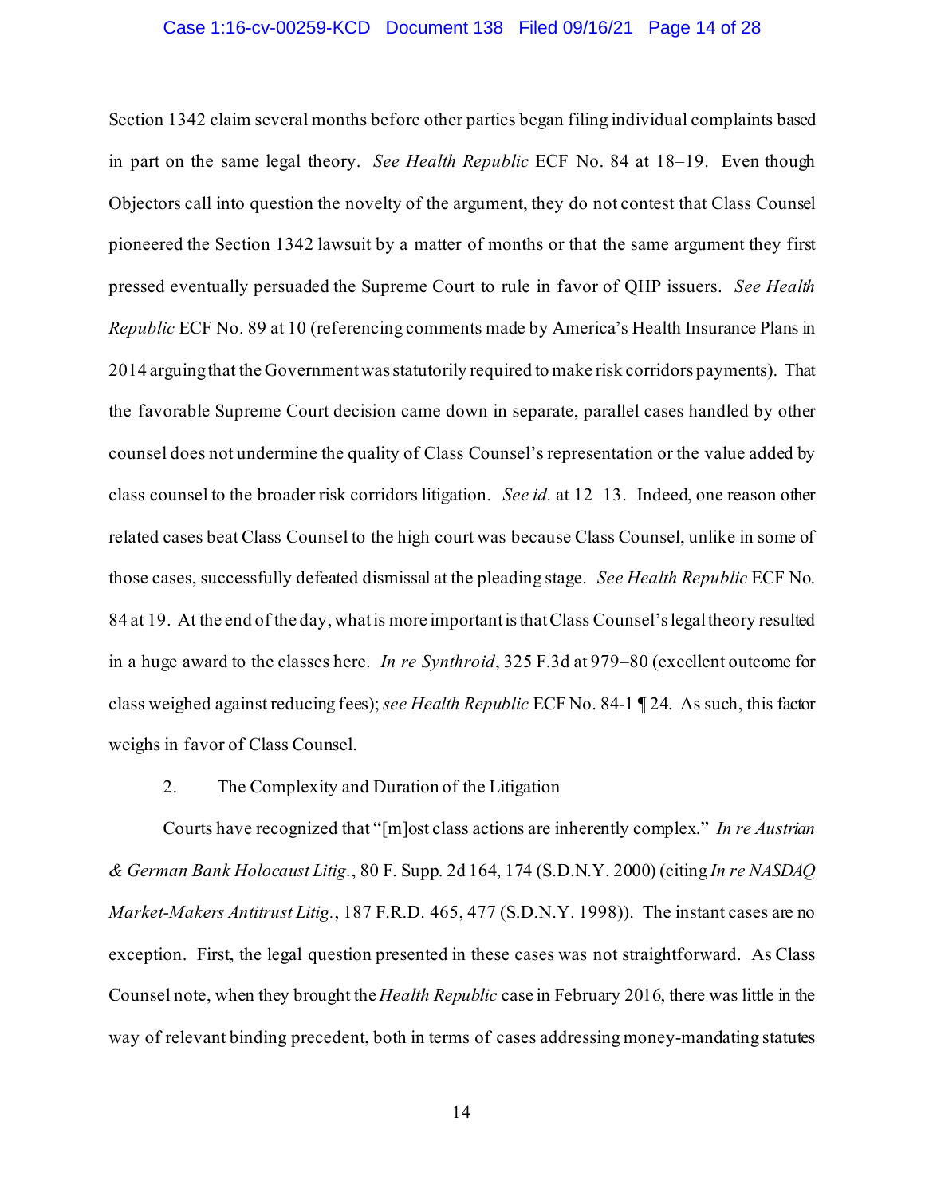Section 1342 claim several months before other parties began filing individual complaints based in part on the same legal theory. *See Health Republic* ECF No. 84 at 18–19. Even though Objectors call into question the novelty of the argument, they do not contest that Class Counsel pioneered the Section 1342 lawsuit by a matter of months or that the same argument they first pressed eventually persuaded the Supreme Court to rule in favor of QHP issuers. *See Health Republic* ECF No. 89 at 10 (referencing comments made by America's Health Insurance Plans in 2014 arguing that the Government was statutorily required to make risk corridors payments). That the favorable Supreme Court decision came down in separate, parallel cases handled by other counsel does not undermine the quality of Class Counsel's representation or the value added by class counsel to the broader risk corridors litigation. *See id.* at 12–13. Indeed, one reason other related cases beat Class Counsel to the high court was because Class Counsel, unlike in some of those cases, successfully defeated dismissal at the pleading stage. *See Health Republic* ECF No. 84 at 19. At the end of the day, what is more important is that Class Counsel's legal theory resulted in a huge award to the classes here. *In re Synthroid*, 325 F.3d at 979–80 (excellent outcome for class weighed against reducing fees); *see Health Republic* ECF No. 84-1 ¶ 24. As such, this factor weighs in favor of Class Counsel.

2. The Complexity and Duration of the Litigation

Courts have recognized that "[m]ost class actions are inherently complex." *In re Austrian & German Bank Holocaust Litig.*, 80 F. Supp. 2d 164, 174 (S.D.N.Y. 2000) (citing *In re NASDAQ Market-Makers Antitrust Litig.*, 187 F.R.D. 465, 477 (S.D.N.Y. 1998)). The instant cases are no exception. First, the legal question presented in these cases was not straightforward. As Class Counsel note, when they brought the *Health Republic* case in February 2016, there was little in the way of relevant binding precedent, both in terms of cases addressing money-mandating statutes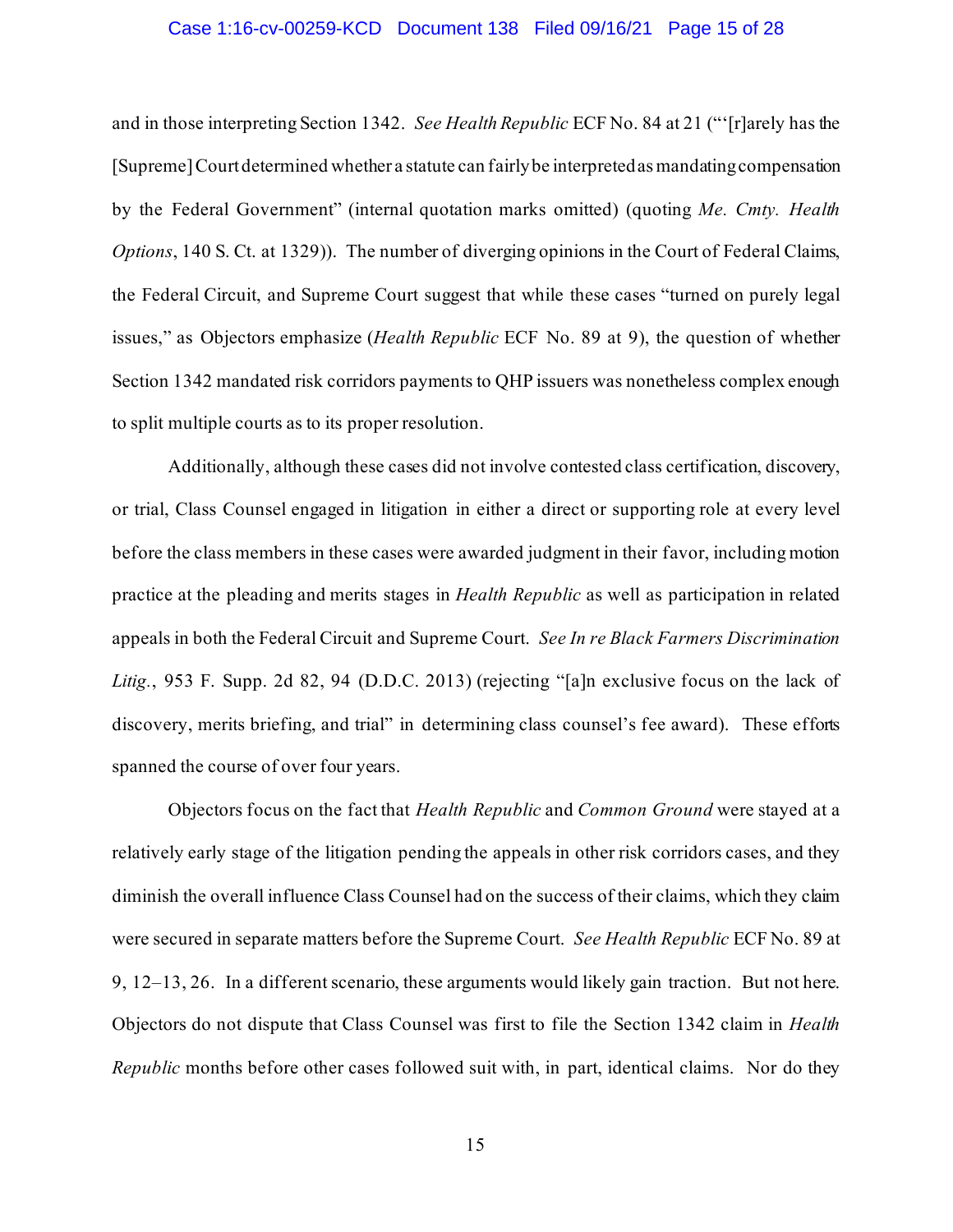and in those interpreting Section 1342. *See Health Republic* ECF No. 84 at 21 ("'[r]arely has the [Supreme] Court determined whether a statute can fairly be interpreted as mandating compensation by the Federal Government" (internal quotation marks omitted) (quoting *Me. Cmty. Health Options*, 140 S. Ct. at 1329)). The number of diverging opinions in the Court of Federal Claims, the Federal Circuit, and Supreme Court suggest that while these cases "turned on purely legal issues," as Objectors emphasize (*Health Republic* ECF No. 89 at 9), the question of whether Section 1342 mandated risk corridors payments to QHP issuers was nonetheless complex enough to split multiple courts as to its proper resolution.

Additionally, although these cases did not involve contested class certification, discovery, or trial, Class Counsel engaged in litigation in either a direct or supporting role at every level before the class members in these cases were awarded judgment in their favor, including motion practice at the pleading and merits stages in *Health Republic* as well as participation in related appeals in both the Federal Circuit and Supreme Court. *See In re Black Farmers Discrimination Litig.*, 953 F. Supp. 2d 82, 94 (D.D.C. 2013) (rejecting "[a]n exclusive focus on the lack of discovery, merits briefing, and trial" in determining class counsel's fee award). These efforts spanned the course of over four years.

Objectors focus on the fact that *Health Republic* and *Common Ground* were stayed at a relatively early stage of the litigation pending the appeals in other risk corridors cases, and they diminish the overall influence Class Counsel had on the success of their claims, which they claim were secured in separate matters before the Supreme Court. *See Health Republic* ECF No. 89 at 9, 12–13, 26. In a different scenario, these arguments would likely gain traction. But not here. Objectors do not dispute that Class Counsel was first to file the Section 1342 claim in *Health Republic* months before other cases followed suit with, in part, identical claims. Nor do they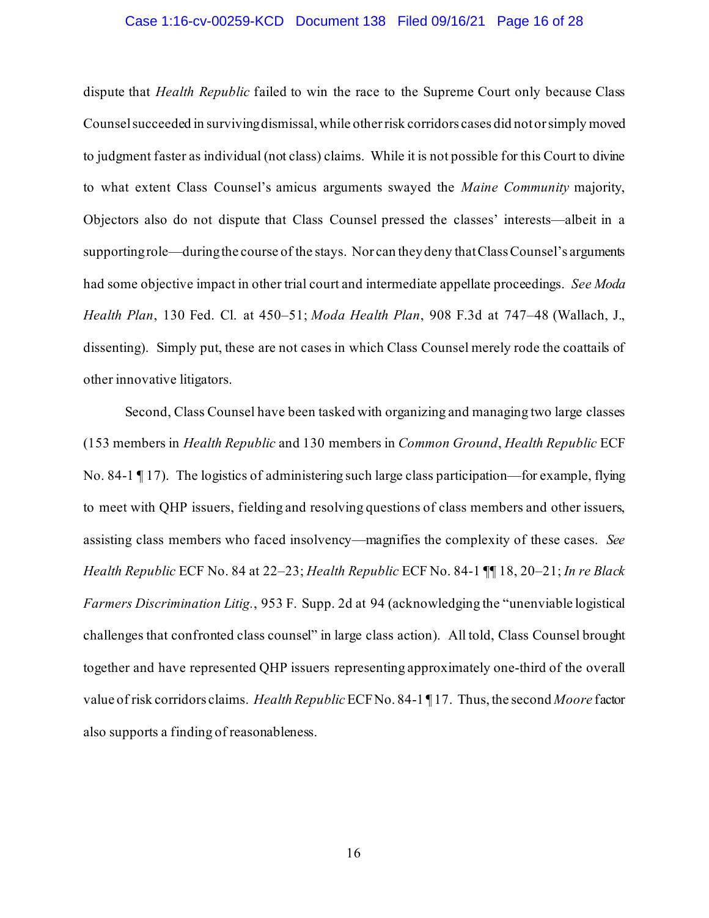dispute that *Health Republic* failed to win the race to the Supreme Court only because Class Counsel succeeded in surviving dismissal, while other risk corridors cases did not or simply moved to judgment faster as individual (not class) claims. While it is not possible for this Court to divine to what extent Class Counsel's amicus arguments swayed the *Maine Community* majority, Objectors also do not dispute that Class Counsel pressed the classes' interests—albeit in a supporting role—during the course of the stays. Nor can they deny that Class Counsel's arguments had some objective impact in other trial court and intermediate appellate proceedings. *See Moda Health Plan*, 130 Fed. Cl. at 450–51; *Moda Health Plan*, 908 F.3d at 747–48 (Wallach, J., dissenting). Simply put, these are not cases in which Class Counsel merely rode the coattails of other innovative litigators.

Second, Class Counsel have been tasked with organizing and managing two large classes (153 members in *Health Republic* and 130 members in *Common Ground*, *Health Republic* ECF No. 84-1 ¶ 17). The logistics of administering such large class participation—for example, flying to meet with QHP issuers, fielding and resolving questions of class members and other issuers, assisting class members who faced insolvency—magnifies the complexity of these cases. *See Health Republic* ECF No. 84 at 22–23; *Health Republic* ECF No. 84-1 ¶¶ 18, 20–21; *In re Black Farmers Discrimination Litig.*, 953 F. Supp. 2d at 94 (acknowledging the "unenviable logistical challenges that confronted class counsel" in large class action). All told, Class Counsel brought together and have represented QHP issuers representing approximately one-third of the overall value of risk corridors claims. *Health Republic* ECF No. 84-1 ¶ 17. Thus, the second *Moore* factor also supports a finding of reasonableness.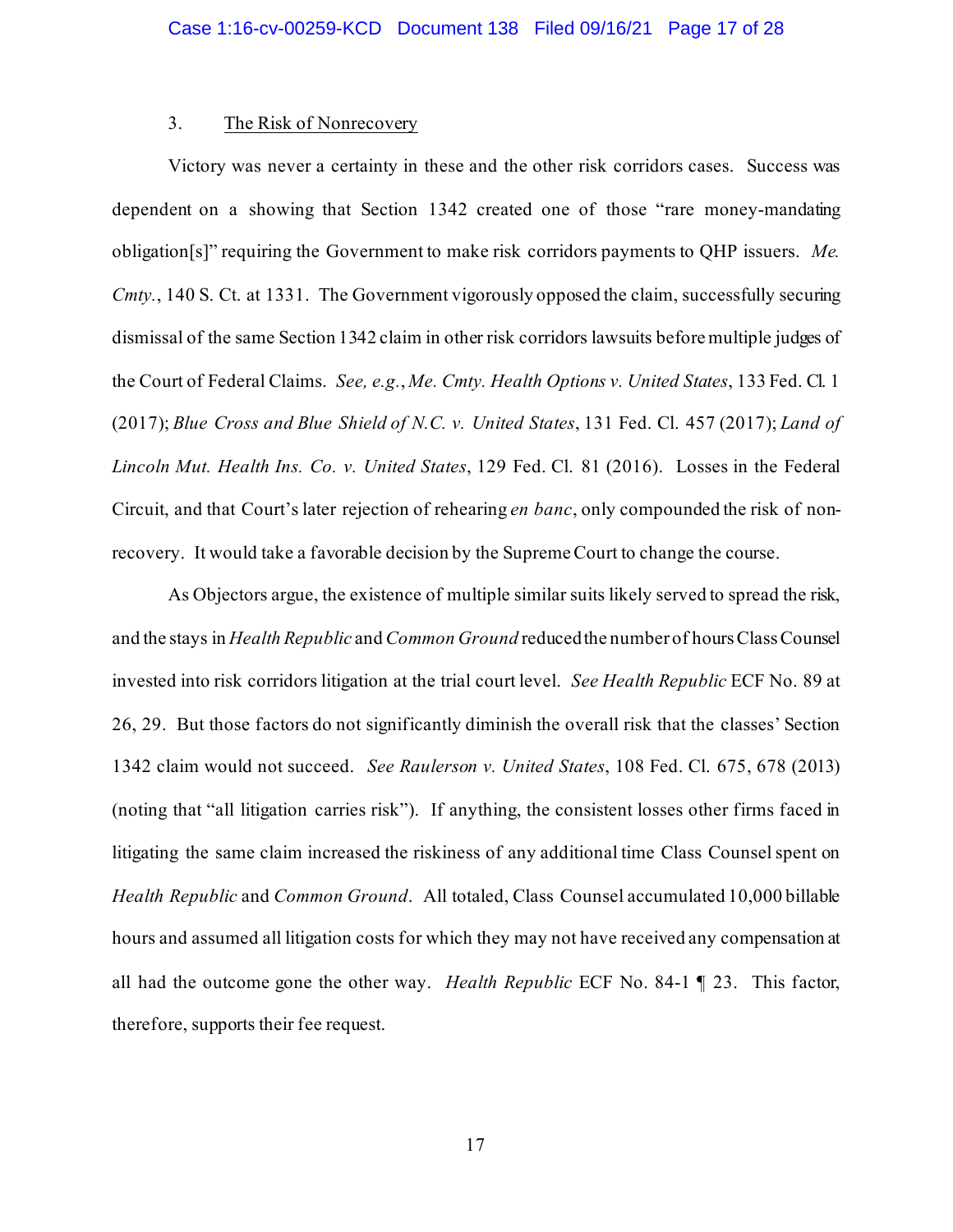### 3. The Risk of Nonrecovery

Victory was never a certainty in these and the other risk corridors cases. Success was dependent on a showing that Section 1342 created one of those "rare money-mandating obligation[s]" requiring the Government to make risk corridors payments to QHP issuers. *Me. Cmty.*, 140 S. Ct. at 1331. The Government vigorously opposed the claim, successfully securing dismissal of the same Section 1342 claim in other risk corridors lawsuits before multiple judges of the Court of Federal Claims. *See, e.g.*, *Me. Cmty. Health Options v. United States*, 133 Fed. Cl. 1 (2017); *Blue Cross and Blue Shield of N.C. v. United States*, 131 Fed. Cl. 457 (2017); *Land of Lincoln Mut. Health Ins. Co. v. United States*, 129 Fed. Cl. 81 (2016). Losses in the Federal Circuit, and that Court's later rejection of rehearing *en banc*, only compounded the risk of non-recovery. It would take a favorable decision by the Supreme Court to change the course.

As Objectors argue, the existence of multiple similar suits likely served to spread the risk, and the stays in *Health Republic* and *Common Ground* reduced the number of hours Class Counsel invested into risk corridors litigation at the trial court level. *See Health Republic* ECF No. 89 at 26, 29. But those factors do not significantly diminish the overall risk that the classes' Section 1342 claim would not succeed. *See Raulerson v. United States*, 108 Fed. Cl. 675, 678 (2013) (noting that "all litigation carries risk"). If anything, the consistent losses other firms faced in litigating the same claim increased the riskiness of any additional time Class Counsel spent on *Health Republic* and *Common Ground*. All totaled, Class Counsel accumulated 10,000 billable hours and assumed all litigation costs for which they may not have received any compensation at all had the outcome gone the other way. *Health Republic* ECF No. 84-1 ¶ 23. This factor, therefore, supports their fee request.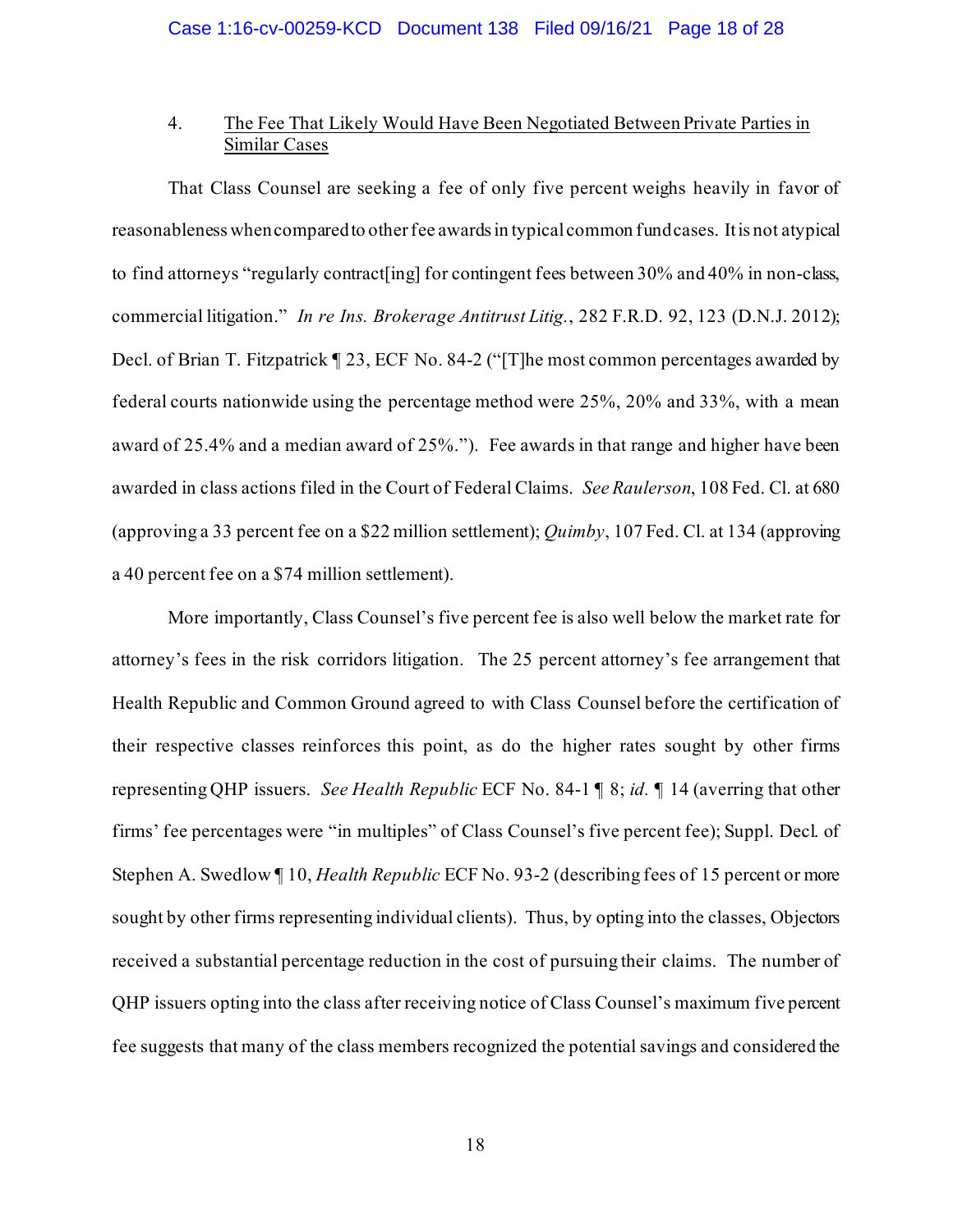4. <u>The Fee That Likely Would Have Been Negotiated Between Private Parties in Similar Cases</u>

That Class Counsel are seeking a fee of only five percent weighs heavily in favor of reasonableness when compared to other fee awards in typical common fund cases. It is not atypical to find attorneys "regularly contract[ing] for contingent fees between 30% and 40% in non-class, commercial litigation." *In re Ins. Brokerage Antitrust Litig.*, 282 F.R.D. 92, 123 (D.N.J. 2012); Decl. of Brian T. Fitzpatrick ¶ 23, ECF No. 84-2 ("[T]he most common percentages awarded by federal courts nationwide using the percentage method were 25%, 20% and 33%, with a mean award of 25.4% and a median award of 25%."). Fee awards in that range and higher have been awarded in class actions filed in the Court of Federal Claims. *See Raulerson*, 108 Fed. Cl. at 680 (approving a 33 percent fee on a $22 million settlement); *Quimby*, 107 Fed. Cl. at 134 (approving a 40 percent fee on a $74 million settlement).

More importantly, Class Counsel's five percent fee is also well below the market rate for attorney's fees in the risk corridors litigation. The 25 percent attorney's fee arrangement that Health Republic and Common Ground agreed to with Class Counsel before the certification of their respective classes reinforces this point, as do the higher rates sought by other firms representing QHP issuers. *See Health Republic* ECF No. 84-1 ¶ 8; *id.* ¶ 14 (averring that other firms' fee percentages were "in multiples" of Class Counsel's five percent fee); Suppl. Decl. of Stephen A. Swedlow ¶ 10, *Health Republic* ECF No. 93-2 (describing fees of 15 percent or more sought by other firms representing individual clients). Thus, by opting into the classes, Objectors received a substantial percentage reduction in the cost of pursuing their claims. The number of QHP issuers opting into the class after receiving notice of Class Counsel's maximum five percent fee suggests that many of the class members recognized the potential savings and considered the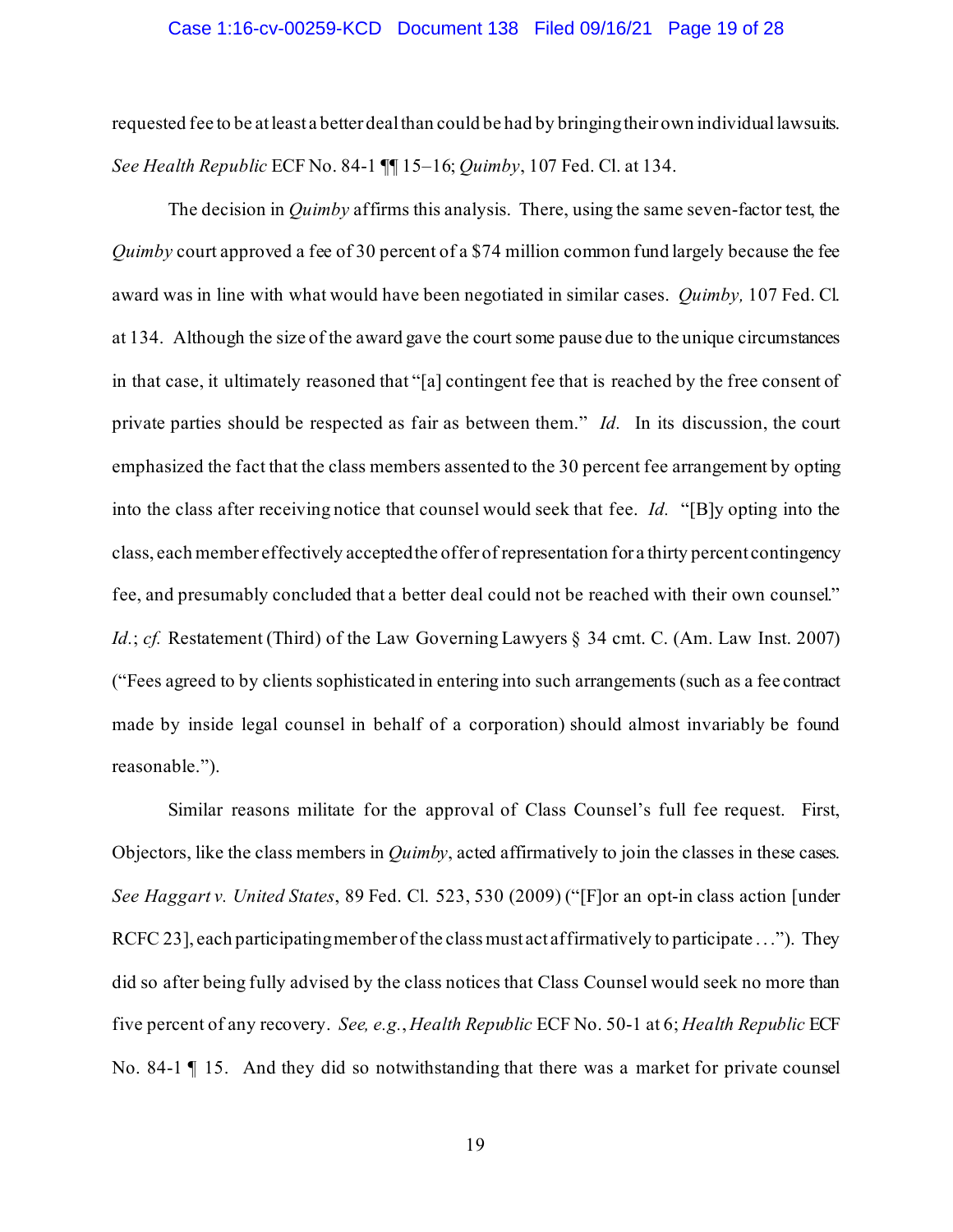requested fee to be at least a better deal than could be had by bringing their own individual lawsuits. *See Health Republic* ECF No. 84-1 ¶¶ 15–16; *Quimby*, 107 Fed. Cl. at 134.

The decision in *Quimby* affirms this analysis. There, using the same seven-factor test, the *Quimby* court approved a fee of 30 percent of a $74 million common fund largely because the fee award was in line with what would have been negotiated in similar cases. *Quimby,* 107 Fed. Cl. at 134. Although the size of the award gave the court some pause due to the unique circumstances in that case, it ultimately reasoned that "[a] contingent fee that is reached by the free consent of private parties should be respected as fair as between them." *Id.* In its discussion, the court emphasized the fact that the class members assented to the 30 percent fee arrangement by opting into the class after receiving notice that counsel would seek that fee. *Id.* "[B]y opting into the class, each member effectively accepted the offer of representation for a thirty percent contingency fee, and presumably concluded that a better deal could not be reached with their own counsel." *Id.*; *cf.* Restatement (Third) of the Law Governing Lawyers § 34 cmt. C. (Am. Law Inst. 2007) ("Fees agreed to by clients sophisticated in entering into such arrangements (such as a fee contract made by inside legal counsel in behalf of a corporation) should almost invariably be found reasonable.").

Similar reasons militate for the approval of Class Counsel's full fee request. First, Objectors, like the class members in *Quimby*, acted affirmatively to join the classes in these cases. *See Haggart v. United States*, 89 Fed. Cl. 523, 530 (2009) ("[F]or an opt-in class action [under RCFC 23], each participating member of the class must act affirmatively to participate . . ."). They did so after being fully advised by the class notices that Class Counsel would seek no more than five percent of any recovery. *See, e.g.*, *Health Republic* ECF No. 50-1 at 6; *Health Republic* ECF No. 84-1 ¶ 15. And they did so notwithstanding that there was a market for private counsel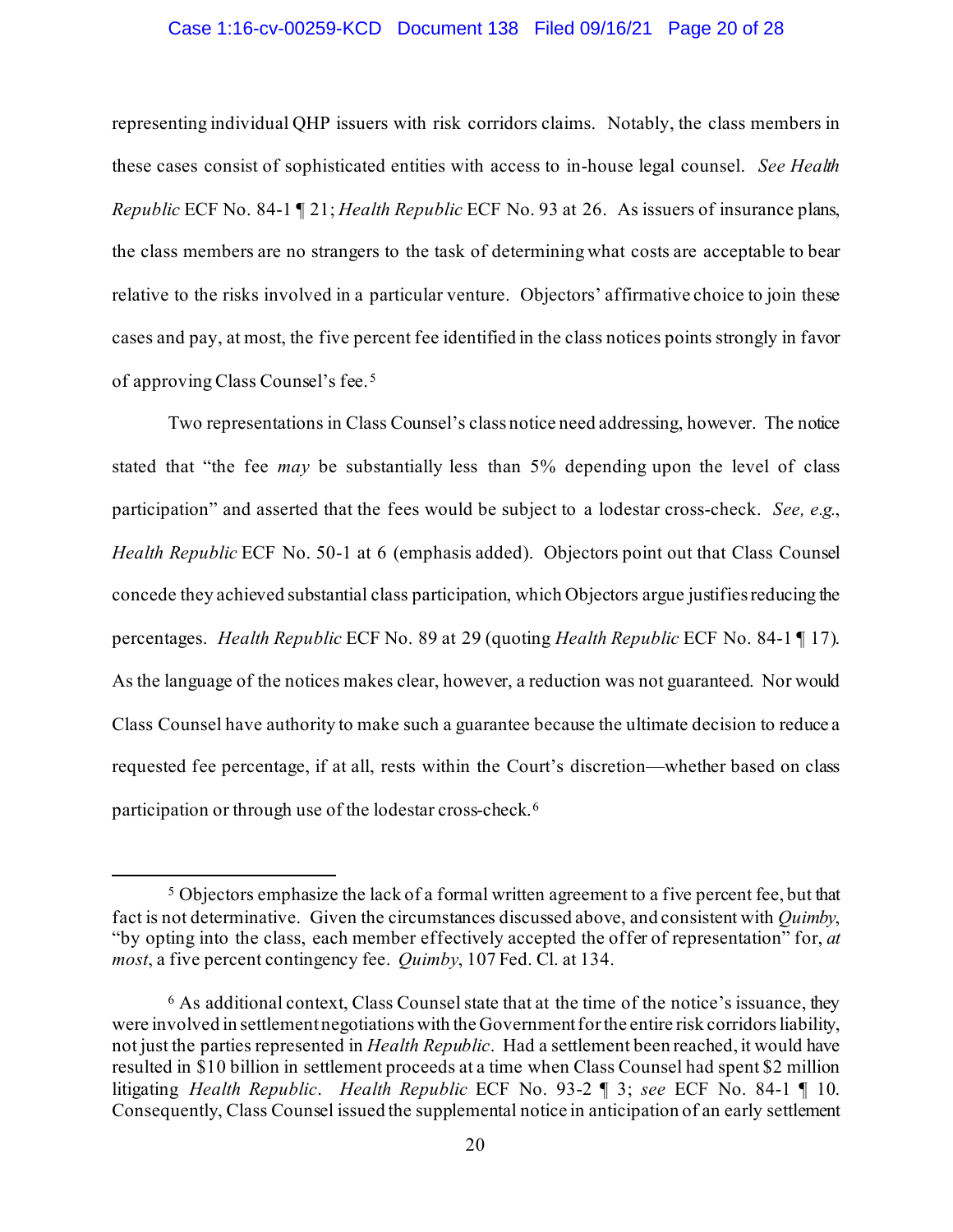representing individual QHP issuers with risk corridors claims. Notably, the class members in these cases consist of sophisticated entities with access to in-house legal counsel. *See Health Republic* ECF No. 84-1 ¶ 21; *Health Republic* ECF No. 93 at 26. As issuers of insurance plans, the class members are no strangers to the task of determining what costs are acceptable to bear relative to the risks involved in a particular venture. Objectors' affirmative choice to join these cases and pay, at most, the five percent fee identified in the class notices points strongly in favor of approving Class Counsel's fee.[5]

Two representations in Class Counsel's class notice need addressing, however. The notice stated that "the fee *may* be substantially less than 5% depending upon the level of class participation" and asserted that the fees would be subject to a lodestar cross-check. *See, e.g.*, *Health Republic* ECF No. 50-1 at 6 (emphasis added). Objectors point out that Class Counsel concede they achieved substantial class participation, which Objectors argue justifies reducing the percentages. *Health Republic* ECF No. 89 at 29 (quoting *Health Republic* ECF No. 84-1 ¶ 17). As the language of the notices makes clear, however, a reduction was not guaranteed. Nor would Class Counsel have authority to make such a guarantee because the ultimate decision to reduce a requested fee percentage, if at all, rests within the Court's discretion—whether based on class participation or through use of the lodestar cross-check.[6]

---

[5] Objectors emphasize the lack of a formal written agreement to a five percent fee, but that fact is not determinative. Given the circumstances discussed above, and consistent with *Quimby*, "by opting into the class, each member effectively accepted the offer of representation" for, *at most*, a five percent contingency fee. *Quimby*, 107 Fed. Cl. at 134.

[6] As additional context, Class Counsel state that at the time of the notice's issuance, they were involved in settlement negotiations with the Government for the entire risk corridors liability, not just the parties represented in *Health Republic*. Had a settlement been reached, it would have resulted in \$10 billion in settlement proceeds at a time when Class Counsel had spent \$2 million litigating *Health Republic*. *Health Republic* ECF No. 93-2 ¶ 3; *see* ECF No. 84-1 ¶ 10. Consequently, Class Counsel issued the supplemental notice in anticipation of an early settlement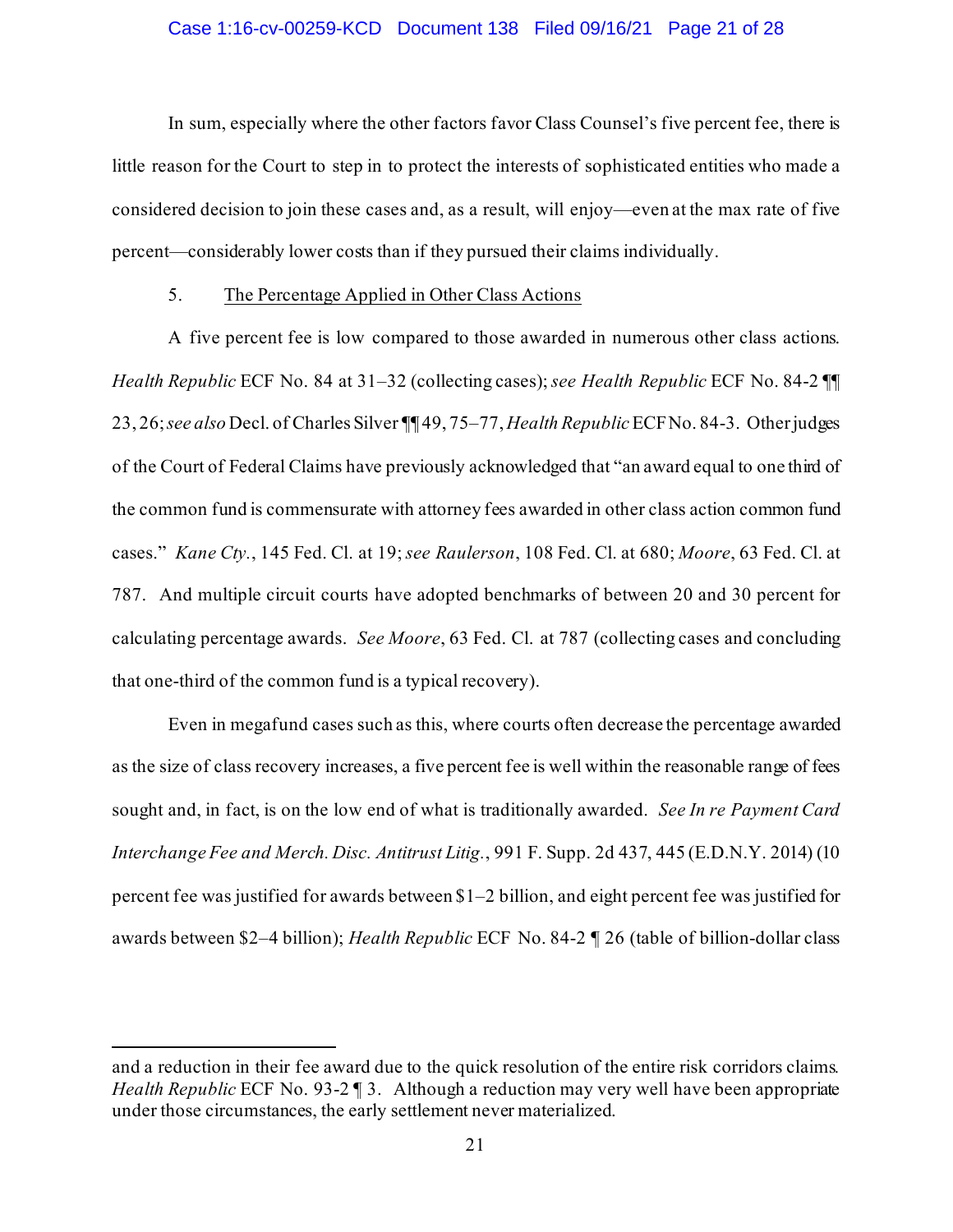In sum, especially where the other factors favor Class Counsel's five percent fee, there is little reason for the Court to step in to protect the interests of sophisticated entities who made a considered decision to join these cases and, as a result, will enjoy—even at the max rate of five percent—considerably lower costs than if they pursued their claims individually.

5. The Percentage Applied in Other Class Actions

A five percent fee is low compared to those awarded in numerous other class actions. *Health Republic* ECF No. 84 at 31–32 (collecting cases); *see Health Republic* ECF No. 84-2 ¶¶ 23, 26; *see also* Decl. of Charles Silver ¶¶ 49, 75–77, *Health Republic* ECF No. 84-3. Other judges of the Court of Federal Claims have previously acknowledged that "an award equal to one third of the common fund is commensurate with attorney fees awarded in other class action common fund cases." *Kane Cty.*, 145 Fed. Cl. at 19; *see Raulerson*, 108 Fed. Cl. at 680; *Moore*, 63 Fed. Cl. at 787. And multiple circuit courts have adopted benchmarks of between 20 and 30 percent for calculating percentage awards. *See Moore*, 63 Fed. Cl. at 787 (collecting cases and concluding that one-third of the common fund is a typical recovery).

Even in megafund cases such as this, where courts often decrease the percentage awarded as the size of class recovery increases, a five percent fee is well within the reasonable range of fees sought and, in fact, is on the low end of what is traditionally awarded. *See In re Payment Card Interchange Fee and Merch. Disc. Antitrust Litig.*, 991 F. Supp. 2d 437, 445 (E.D.N.Y. 2014) (10 percent fee was justified for awards between \$1–2 billion, and eight percent fee was justified for awards between \$2–4 billion); *Health Republic* ECF No. 84-2 ¶ 26 (table of billion-dollar class

---

and a reduction in their fee award due to the quick resolution of the entire risk corridors claims. *Health Republic* ECF No. 93-2 ¶ 3. Although a reduction may very well have been appropriate under those circumstances, the early settlement never materialized.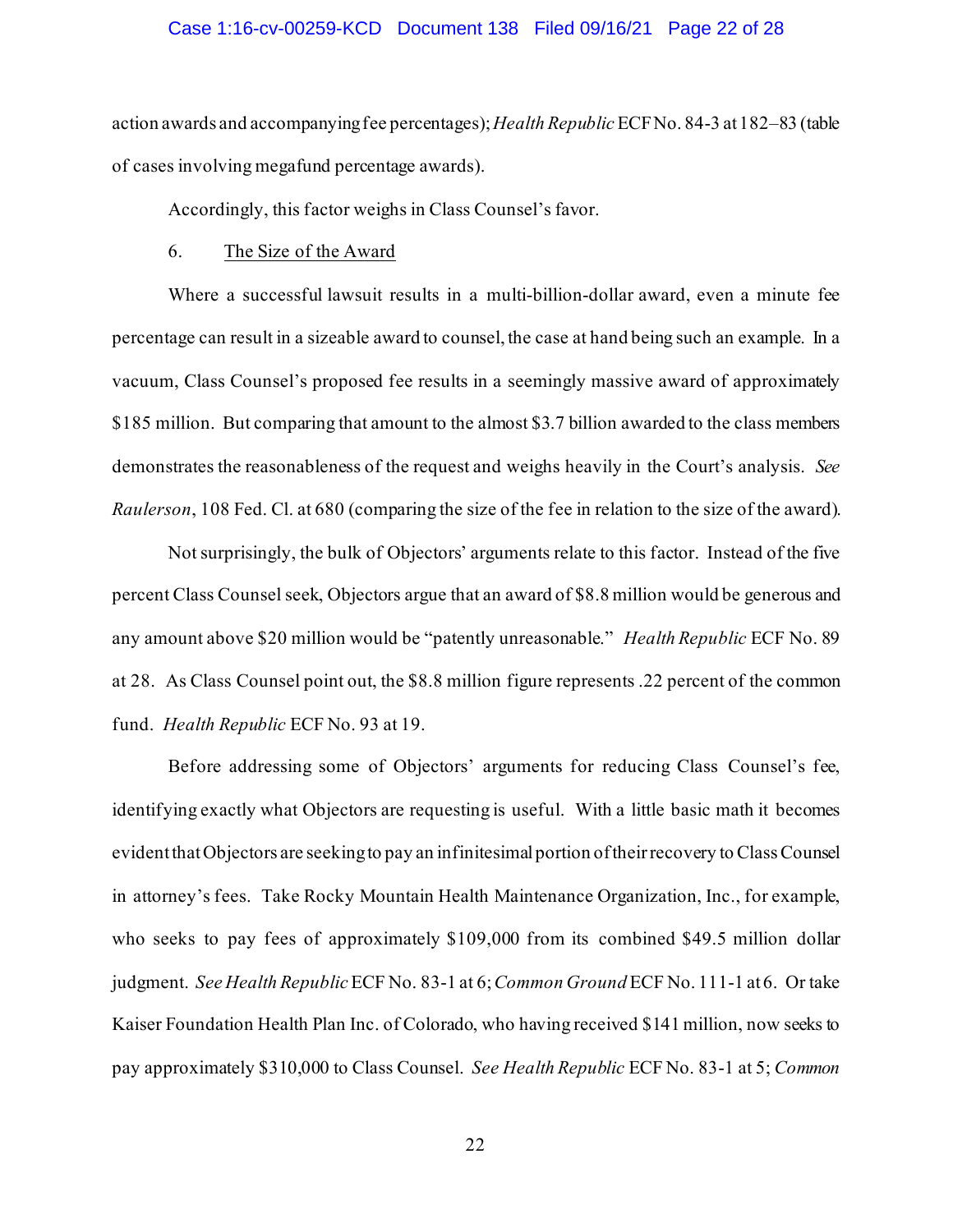action awards and accompanying fee percentages); *Health Republic* ECF No. 84-3 at 182–83 (table of cases involving megafund percentage awards).

Accordingly, this factor weighs in Class Counsel's favor.

6. <u>The Size of the Award</u>

Where a successful lawsuit results in a multi-billion-dollar award, even a minute fee percentage can result in a sizeable award to counsel, the case at hand being such an example. In a vacuum, Class Counsel's proposed fee results in a seemingly massive award of approximately $185 million. But comparing that amount to the almost $3.7 billion awarded to the class members demonstrates the reasonableness of the request and weighs heavily in the Court's analysis. *See Raulerson*, 108 Fed. Cl. at 680 (comparing the size of the fee in relation to the size of the award).

Not surprisingly, the bulk of Objectors' arguments relate to this factor. Instead of the five percent Class Counsel seek, Objectors argue that an award of $8.8 million would be generous and any amount above $20 million would be "patently unreasonable." *Health Republic* ECF No. 89 at 28. As Class Counsel point out, the $8.8 million figure represents .22 percent of the common fund. *Health Republic* ECF No. 93 at 19.

Before addressing some of Objectors' arguments for reducing Class Counsel's fee, identifying exactly what Objectors are requesting is useful. With a little basic math it becomes evident that Objectors are seeking to pay an infinitesimal portion of their recovery to Class Counsel in attorney's fees. Take Rocky Mountain Health Maintenance Organization, Inc., for example, who seeks to pay fees of approximately $109,000 from its combined $49.5 million dollar judgment. *See Health Republic* ECF No. 83-1 at 6; *Common Ground* ECF No. 111-1 at 6. Or take Kaiser Foundation Health Plan Inc. of Colorado, who having received $141 million, now seeks to pay approximately $310,000 to Class Counsel. *See Health Republic* ECF No. 83-1 at 5; *Common*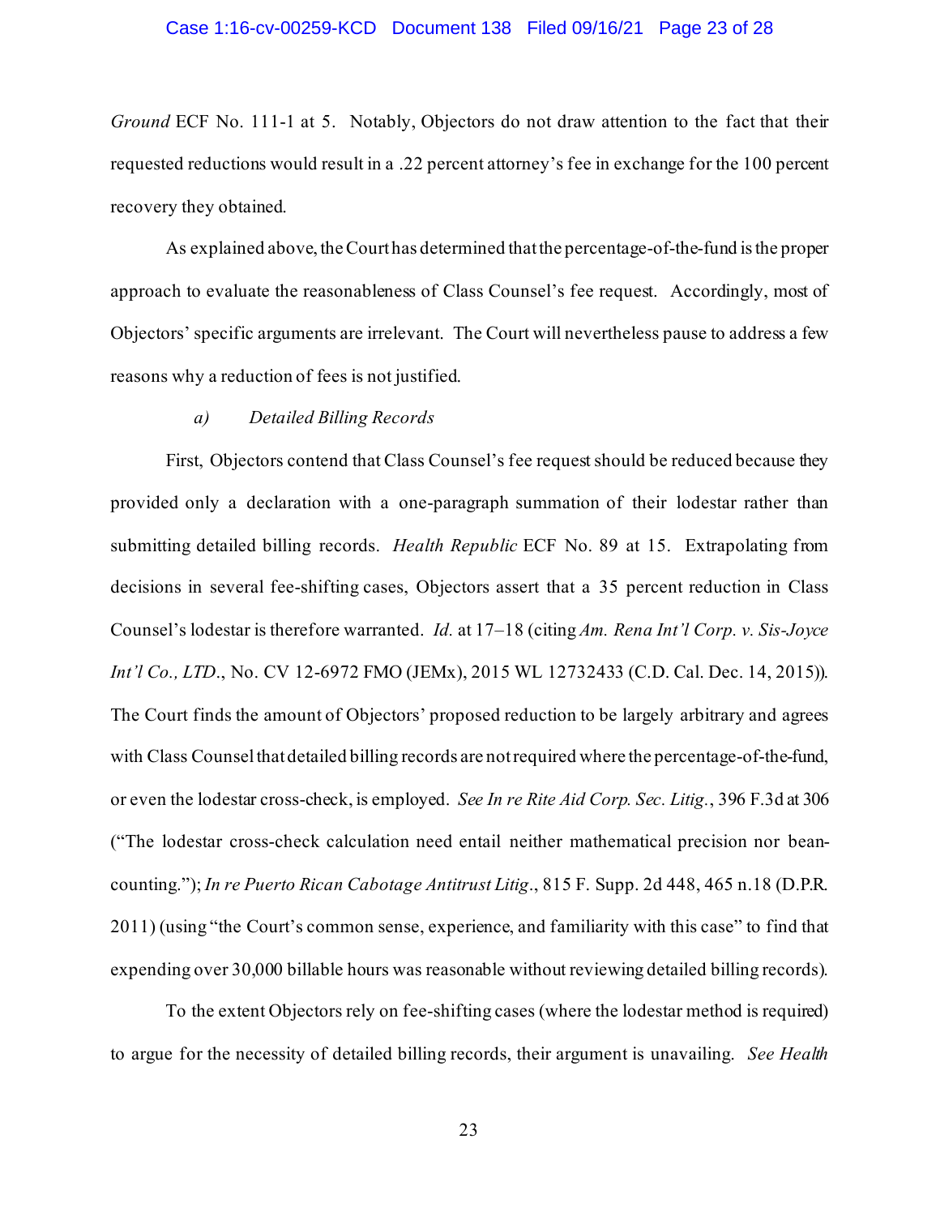*Ground* ECF No. 111-1 at 5. Notably, Objectors do not draw attention to the fact that their requested reductions would result in a .22 percent attorney's fee in exchange for the 100 percent recovery they obtained.

As explained above, the Court has determined that the percentage-of-the-fund is the proper approach to evaluate the reasonableness of Class Counsel's fee request. Accordingly, most of Objectors' specific arguments are irrelevant. The Court will nevertheless pause to address a few reasons why a reduction of fees is not justified.

*a) Detailed Billing Records*

First, Objectors contend that Class Counsel's fee request should be reduced because they provided only a declaration with a one-paragraph summation of their lodestar rather than submitting detailed billing records. *Health Republic* ECF No. 89 at 15. Extrapolating from decisions in several fee-shifting cases, Objectors assert that a 35 percent reduction in Class Counsel's lodestar is therefore warranted. *Id.* at 17–18 (citing *Am. Rena Int'l Corp. v. Sis-Joyce Int'l Co., LTD.*, No. CV 12-6972 FMO (JEMx), 2015 WL 12732433 (C.D. Cal. Dec. 14, 2015)). The Court finds the amount of Objectors' proposed reduction to be largely arbitrary and agrees with Class Counsel that detailed billing records are not required where the percentage-of-the-fund, or even the lodestar cross-check, is employed. *See In re Rite Aid Corp. Sec. Litig.*, 396 F.3d at 306 ("The lodestar cross-check calculation need entail neither mathematical precision nor bean-counting."); *In re Puerto Rican Cabotage Antitrust Litig.*, 815 F. Supp. 2d 448, 465 n.18 (D.P.R. 2011) (using "the Court's common sense, experience, and familiarity with this case" to find that expending over 30,000 billable hours was reasonable without reviewing detailed billing records).

To the extent Objectors rely on fee-shifting cases (where the lodestar method is required) to argue for the necessity of detailed billing records, their argument is unavailing. *See Health*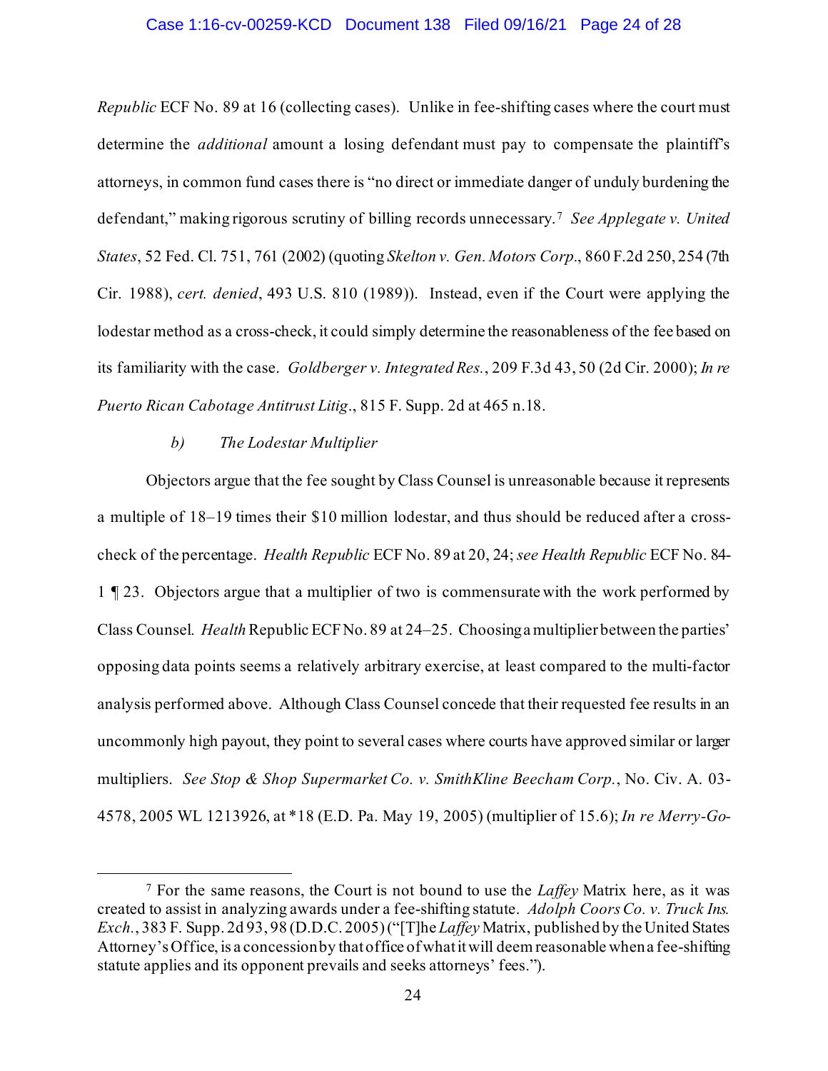*Republic* ECF No. 89 at 16 (collecting cases). Unlike in fee-shifting cases where the court must determine the *additional* amount a losing defendant must pay to compensate the plaintiff's attorneys, in common fund cases there is "no direct or immediate danger of unduly burdening the defendant," making rigorous scrutiny of billing records unnecessary.[7] *See Applegate v. United States*, 52 Fed. Cl. 751, 761 (2002) (quoting *Skelton v. Gen. Motors Corp.*, 860 F.2d 250, 254 (7th Cir. 1988), *cert. denied*, 493 U.S. 810 (1989)). Instead, even if the Court were applying the lodestar method as a cross-check, it could simply determine the reasonableness of the fee based on its familiarity with the case. *Goldberger v. Integrated Res.*, 209 F.3d 43, 50 (2d Cir. 2000); *In re Puerto Rican Cabotage Antitrust Litig.*, 815 F. Supp. 2d at 465 n.18.

*b) The Lodestar Multiplier*

Objectors argue that the fee sought by Class Counsel is unreasonable because it represents a multiple of 18–19 times their $10 million lodestar, and thus should be reduced after a cross-check of the percentage. *Health Republic* ECF No. 89 at 20, 24; *see Health Republic* ECF No. 84-1 ¶ 23. Objectors argue that a multiplier of two is commensurate with the work performed by Class Counsel. *Health* Republic ECF No. 89 at 24–25. Choosing a multiplier between the parties' opposing data points seems a relatively arbitrary exercise, at least compared to the multi-factor analysis performed above. Although Class Counsel concede that their requested fee results in an uncommonly high payout, they point to several cases where courts have approved similar or larger multipliers. *See Stop & Shop Supermarket Co. v. SmithKline Beecham Corp.*, No. Civ. A. 03-4578, 2005 WL 1213926, at *18 (E.D. Pa. May 19, 2005) (multiplier of 15.6); *In re Merry-Go-*

[7] For the same reasons, the Court is not bound to use the *Laffey* Matrix here, as it was created to assist in analyzing awards under a fee-shifting statute. *Adolph Coors Co. v. Truck Ins. Exch.*, 383 F. Supp. 2d 93, 98 (D.D.C. 2005) ("[T]he *Laffey* Matrix, published by the United States Attorney's Office, is a concession by that office of what it will deem reasonable when a fee-shifting statute applies and its opponent prevails and seeks attorneys' fees.").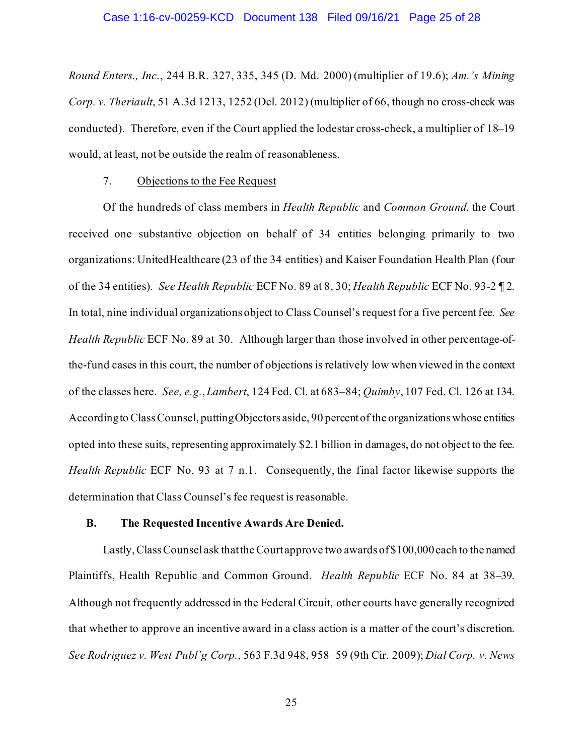*Round Enters., Inc.*, 244 B.R. 327, 335, 345 (D. Md. 2000) (multiplier of 19.6); *Am.'s Mining Corp. v. Theriault*, 51 A.3d 1213, 1252 (Del. 2012) (multiplier of 66, though no cross-check was conducted). Therefore, even if the Court applied the lodestar cross-check, a multiplier of 18–19 would, at least, not be outside the realm of reasonableness.

7. Objections to the Fee Request

Of the hundreds of class members in *Health Republic* and *Common Ground*, the Court received one substantive objection on behalf of 34 entities belonging primarily to two organizations: UnitedHealthcare (23 of the 34 entities) and Kaiser Foundation Health Plan (four of the 34 entities). *See Health Republic* ECF No. 89 at 8, 30; *Health Republic* ECF No. 93-2 ¶ 2. In total, nine individual organizations object to Class Counsel's request for a five percent fee. *See Health Republic* ECF No. 89 at 30. Although larger than those involved in other percentage-of-the-fund cases in this court, the number of objections is relatively low when viewed in the context of the classes here. *See, e.g.*, *Lambert*, 124 Fed. Cl. at 683–84; *Quimby*, 107 Fed. Cl. 126 at 134. According to Class Counsel, putting Objectors aside, 90 percent of the organizations whose entities opted into these suits, representing approximately $2.1 billion in damages, do not object to the fee. *Health Republic* ECF No. 93 at 7 n.1. Consequently, the final factor likewise supports the determination that Class Counsel's fee request is reasonable.

### B. The Requested Incentive Awards Are Denied.

Lastly, Class Counsel ask that the Court approve two awards of $100,000 each to the named Plaintiffs, Health Republic and Common Ground. *Health Republic* ECF No. 84 at 38–39. Although not frequently addressed in the Federal Circuit, other courts have generally recognized that whether to approve an incentive award in a class action is a matter of the court's discretion. *See Rodriguez v. West Publ'g Corp.*, 563 F.3d 948, 958–59 (9th Cir. 2009); *Dial Corp. v. News*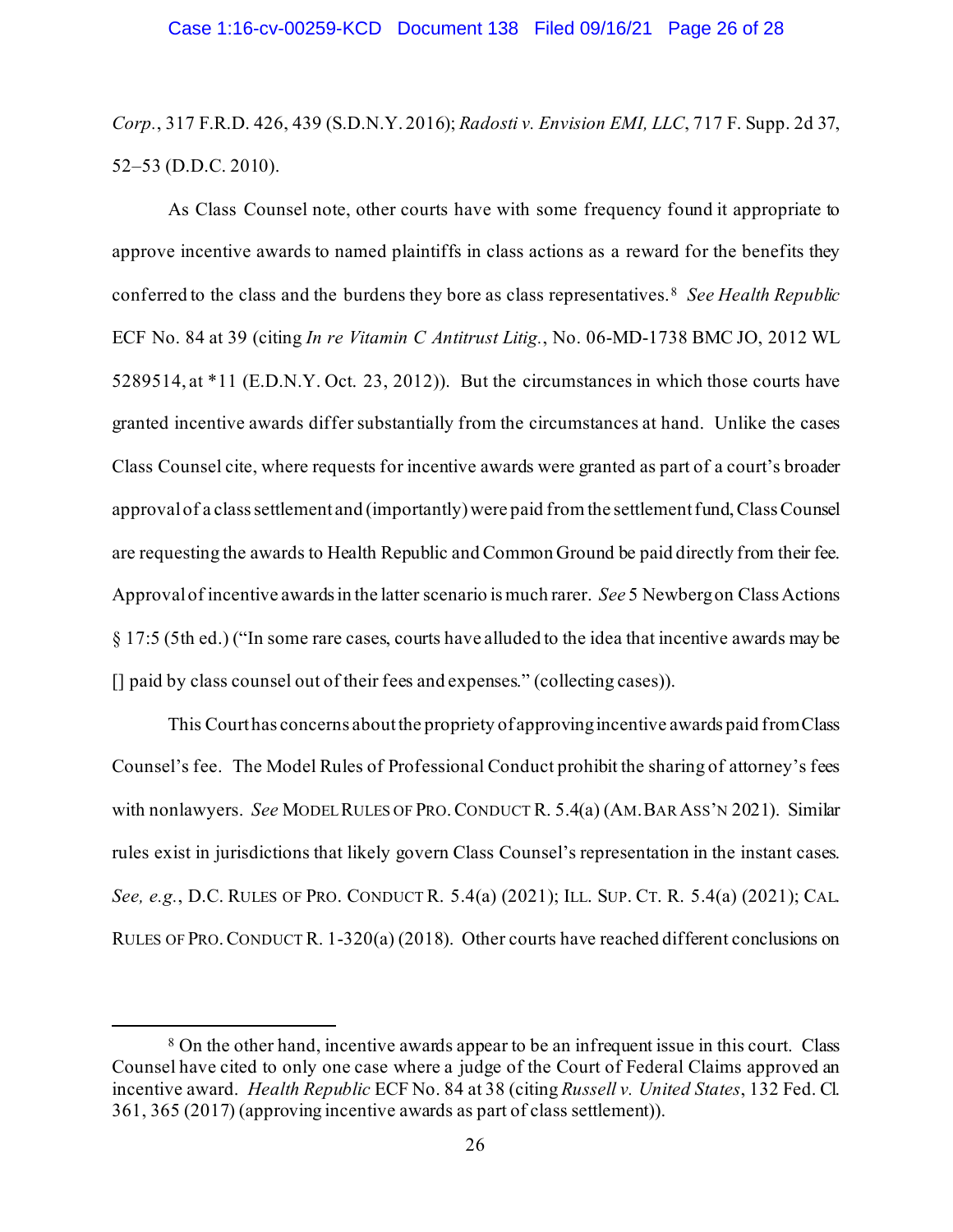*Corp.*, 317 F.R.D. 426, 439 (S.D.N.Y. 2016); *Radosti v. Envision EMI, LLC*, 717 F. Supp. 2d 37, 52–53 (D.D.C. 2010).

As Class Counsel note, other courts have with some frequency found it appropriate to approve incentive awards to named plaintiffs in class actions as a reward for the benefits they conferred to the class and the burdens they bore as class representatives.[8] *See Health Republic* ECF No. 84 at 39 (citing *In re Vitamin C Antitrust Litig.*, No. 06-MD-1738 BMC JO, 2012 WL 5289514, at *11 (E.D.N.Y. Oct. 23, 2012)). But the circumstances in which those courts have granted incentive awards differ substantially from the circumstances at hand. Unlike the cases Class Counsel cite, where requests for incentive awards were granted as part of a court's broader approval of a class settlement and (importantly) were paid from the settlement fund, Class Counsel are requesting the awards to Health Republic and Common Ground be paid directly from their fee. Approval of incentive awards in the latter scenario is much rarer. *See* 5 Newberg on Class Actions § 17:5 (5th ed.) ("In some rare cases, courts have alluded to the idea that incentive awards may be [] paid by class counsel out of their fees and expenses." (collecting cases)).

This Court has concerns about the propriety of approving incentive awards paid from Class Counsel's fee. The Model Rules of Professional Conduct prohibit the sharing of attorney's fees with nonlawyers. *See* MODEL RULES OF PRO. CONDUCT R. 5.4(a) (AM. BAR ASS'N 2021). Similar rules exist in jurisdictions that likely govern Class Counsel's representation in the instant cases. *See, e.g.*, D.C. RULES OF PRO. CONDUCT R. 5.4(a) (2021); ILL. SUP. CT. R. 5.4(a) (2021); CAL. RULES OF PRO. CONDUCT R. 1-320(a) (2018). Other courts have reached different conclusions on

---

[8] On the other hand, incentive awards appear to be an infrequent issue in this court. Class Counsel have cited to only one case where a judge of the Court of Federal Claims approved an incentive award. *Health Republic* ECF No. 84 at 38 (citing *Russell v. United States*, 132 Fed. Cl. 361, 365 (2017) (approving incentive awards as part of class settlement)).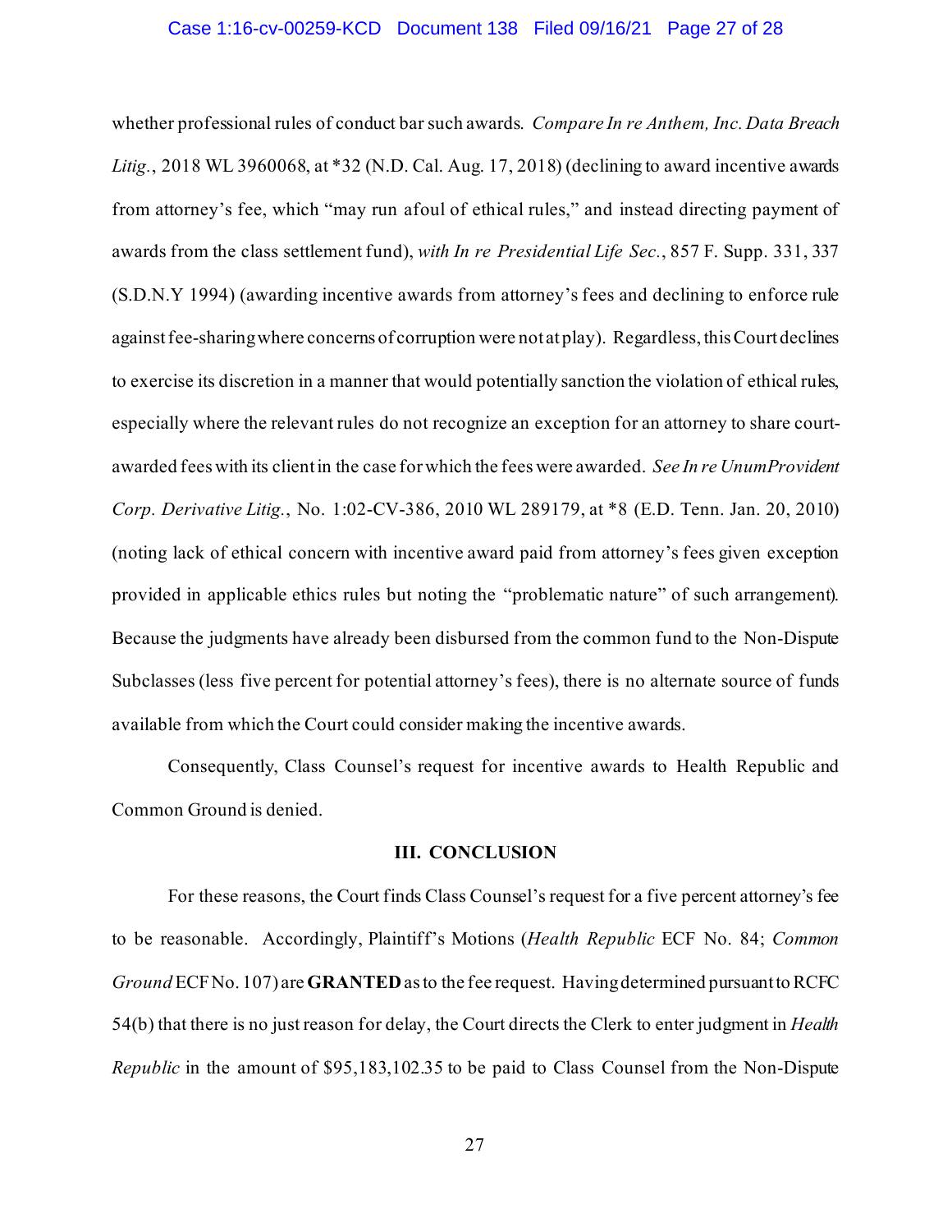whether professional rules of conduct bar such awards. *Compare In re Anthem, Inc. Data Breach Litig.*, 2018 WL 3960068, at *32 (N.D. Cal. Aug. 17, 2018) (declining to award incentive awards from attorney's fee, which "may run afoul of ethical rules," and instead directing payment of awards from the class settlement fund), *with In re Presidential Life Sec.*, 857 F. Supp. 331, 337 (S.D.N.Y 1994) (awarding incentive awards from attorney's fees and declining to enforce rule against fee-sharing where concerns of corruption were not at play). Regardless, this Court declines to exercise its discretion in a manner that would potentially sanction the violation of ethical rules, especially where the relevant rules do not recognize an exception for an attorney to share court-awarded fees with its client in the case for which the fees were awarded. *See In re UnumProvident Corp. Derivative Litig.*, No. 1:02-CV-386, 2010 WL 289179, at *8 (E.D. Tenn. Jan. 20, 2010) (noting lack of ethical concern with incentive award paid from attorney's fees given exception provided in applicable ethics rules but noting the "problematic nature" of such arrangement). Because the judgments have already been disbursed from the common fund to the Non-Dispute Subclasses (less five percent for potential attorney's fees), there is no alternate source of funds available from which the Court could consider making the incentive awards.

Consequently, Class Counsel's request for incentive awards to Health Republic and Common Ground is denied.

## III. CONCLUSION

For these reasons, the Court finds Class Counsel's request for a five percent attorney's fee to be reasonable. Accordingly, Plaintiff's Motions (*Health Republic* ECF No. 84; *Common Ground* ECF No. 107) are **GRANTED** as to the fee request. Having determined pursuant to RCFC 54(b) that there is no just reason for delay, the Court directs the Clerk to enter judgment in *Health Republic* in the amount of $95,183,102.35 to be paid to Class Counsel from the Non-Dispute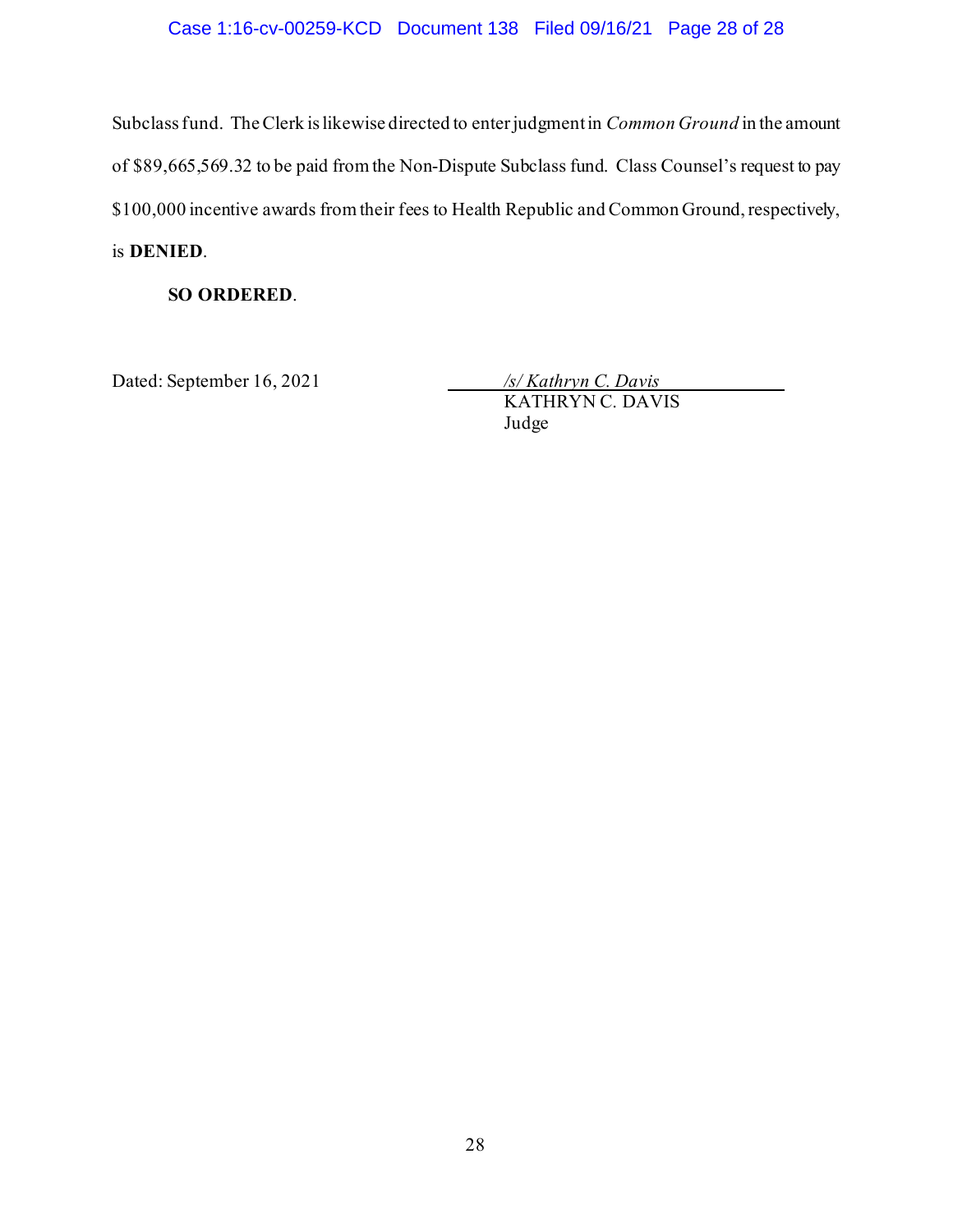Subclass fund. The Clerk is likewise directed to enter judgment in *Common Ground* in the amount of $89,665,569.32 to be paid from the Non-Dispute Subclass fund. Class Counsel's request to pay $100,000 incentive awards from their fees to Health Republic and Common Ground, respectively, is **DENIED**.

**SO ORDERED**.

Dated: September 16, 2021

*/s/ Kathryn C. Davis*
KATHRYN C. DAVIS
Judge